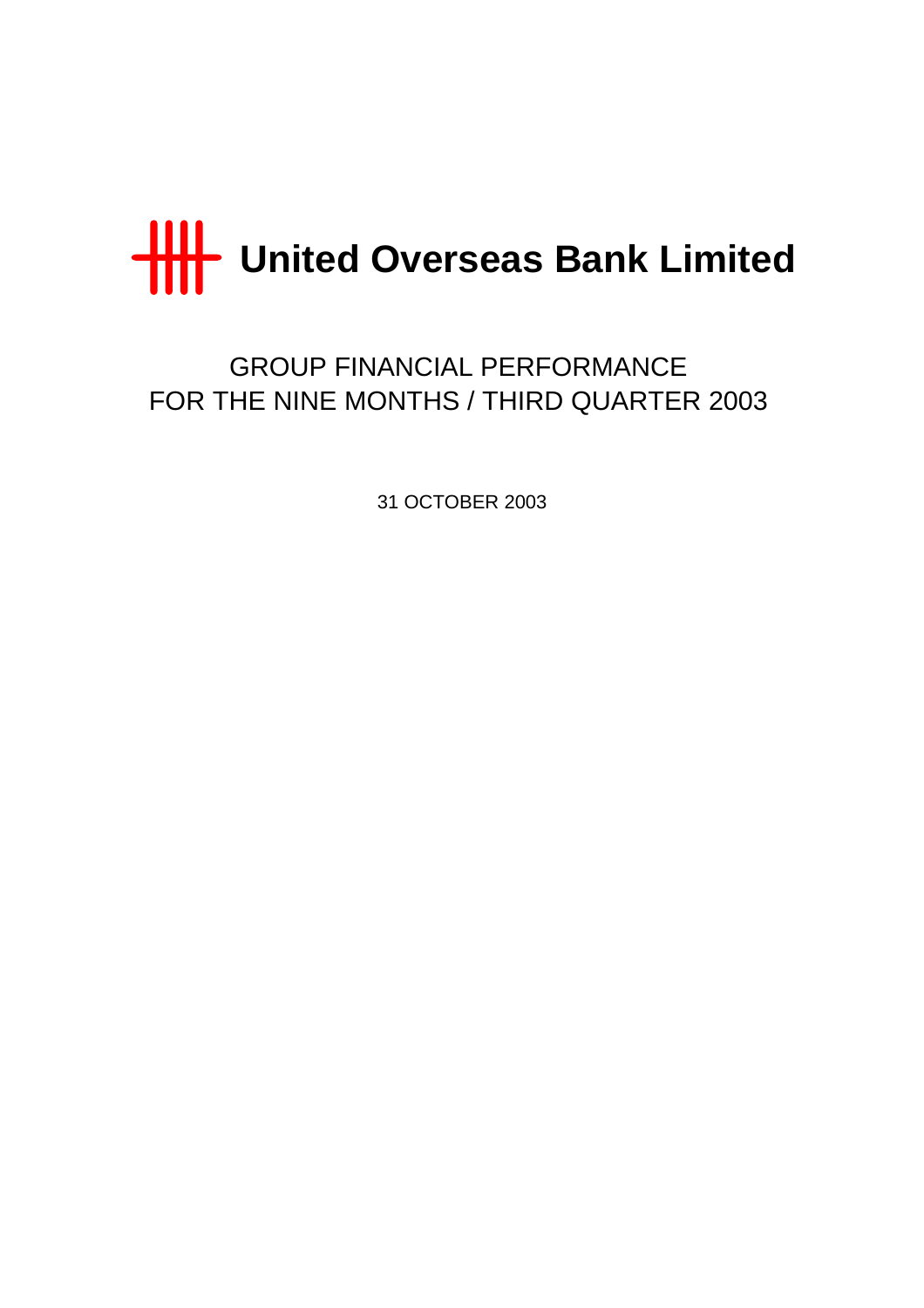# United Overseas Bank Limited

## GROUP FINANCIAL PERFORMANCE
## FOR THE NINE MONTHS / THIRD QUARTER 2003

31 OCTOBER 2003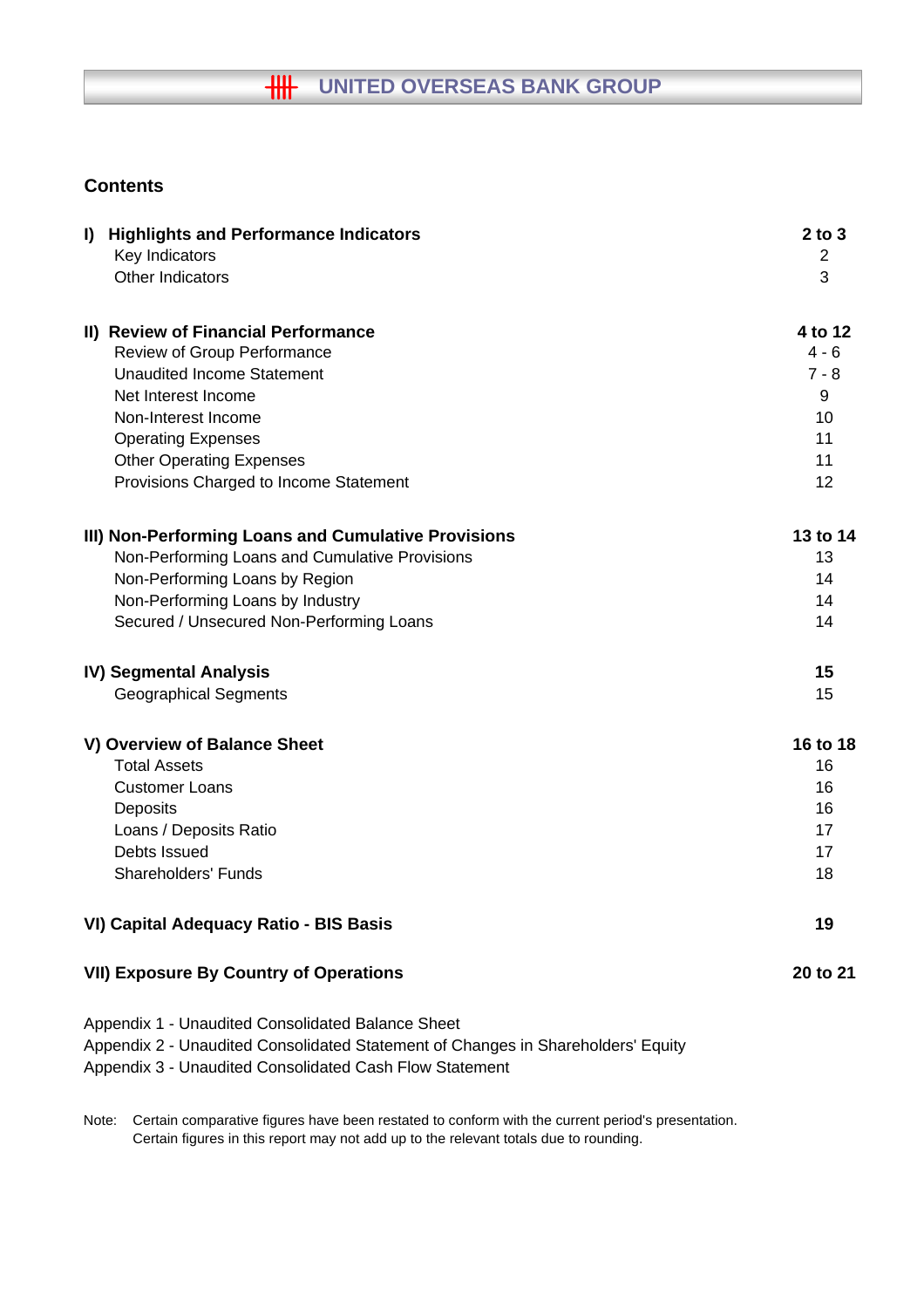# UNITED OVERSEAS BANK GROUP

## Contents

| | |
|---|---|
| **I) Highlights and Performance Indicators** | **2 to 3** |
| Key Indicators | 2 |
| Other Indicators | 3 |
| | |
| **II) Review of Financial Performance** | **4 to 12** |
| Review of Group Performance | 4 - 6 |
| Unaudited Income Statement | 7 - 8 |
| Net Interest Income | 9 |
| Non-Interest Income | 10 |
| Operating Expenses | 11 |
| Other Operating Expenses | 11 |
| Provisions Charged to Income Statement | 12 |
| | |
| **III) Non-Performing Loans and Cumulative Provisions** | **13 to 14** |
| Non-Performing Loans and Cumulative Provisions | 13 |
| Non-Performing Loans by Region | 14 |
| Non-Performing Loans by Industry | 14 |
| Secured / Unsecured Non-Performing Loans | 14 |
| | |
| **IV) Segmental Analysis** | **15** |
| Geographical Segments | 15 |
| | |
| **V) Overview of Balance Sheet** | **16 to 18** |
| Total Assets | 16 |
| Customer Loans | 16 |
| Deposits | 16 |
| Loans / Deposits Ratio | 17 |
| Debts Issued | 17 |
| Shareholders' Funds | 18 |
| | |
| **VI) Capital Adequacy Ratio - BIS Basis** | **19** |
| | |
| **VII) Exposure By Country of Operations** | **20 to 21** |

Appendix 1 - Unaudited Consolidated Balance Sheet
Appendix 2 - Unaudited Consolidated Statement of Changes in Shareholders' Equity
Appendix 3 - Unaudited Consolidated Cash Flow Statement

Note: Certain comparative figures have been restated to conform with the current period's presentation.
Certain figures in this report may not add up to the relevant totals due to rounding.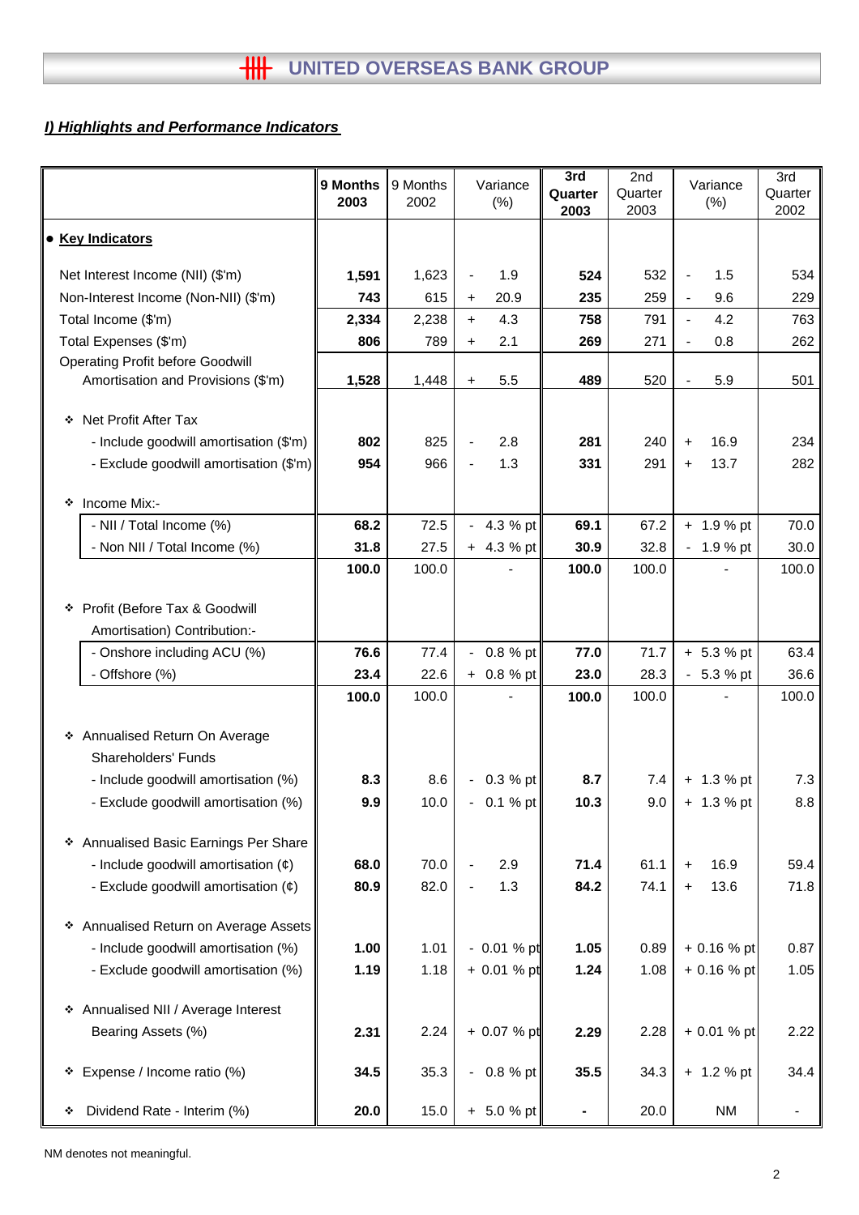## I) Highlights and Performance Indicators

| | 9 Months 2003 | 9 Months 2002 | Variance (%) | 3rd Quarter 2003 | 2nd Quarter 2003 | Variance (%) | 3rd Quarter 2002 |
|---|---|---|---|---|---|---|---|
| **• Key Indicators** | | | | | | | |
| Net Interest Income (NII) ($'m) | **1,591** | 1,623 | - 1.9 | **524** | 532 | - 1.5 | 534 |
| Non-Interest Income (Non-NII) ($'m) | **743** | 615 | + 20.9 | **235** | 259 | - 9.6 | 229 |
| Total Income ($'m) | **2,334** | 2,238 | + 4.3 | **758** | 791 | - 4.2 | 763 |
| Total Expenses ($'m) | **806** | 789 | + 2.1 | **269** | 271 | - 0.8 | 262 |
| Operating Profit before Goodwill Amortisation and Provisions ($'m) | **1,528** | 1,448 | + 5.5 | **489** | 520 | - 5.9 | 501 |
| ❖ Net Profit After Tax | | | | | | | |
| - Include goodwill amortisation ($'m) | **802** | 825 | - 2.8 | **281** | 240 | + 16.9 | 234 |
| - Exclude goodwill amortisation ($'m) | **954** | 966 | - 1.3 | **331** | 291 | + 13.7 | 282 |
| ❖ Income Mix:- | | | | | | | |
| - NII / Total Income (%) | **68.2** | 72.5 | - 4.3 % pt | **69.1** | 67.2 | + 1.9 % pt | 70.0 |
| - Non NII / Total Income (%) | **31.8** | 27.5 | + 4.3 % pt | **30.9** | 32.8 | - 1.9 % pt | 30.0 |
| | **100.0** | 100.0 | - | **100.0** | 100.0 | - | 100.0 |
| ❖ Profit (Before Tax & Goodwill Amortisation) Contribution:- | | | | | | | |
| - Onshore including ACU (%) | **76.6** | 77.4 | - 0.8 % pt | **77.0** | 71.7 | + 5.3 % pt | 63.4 |
| - Offshore (%) | **23.4** | 22.6 | + 0.8 % pt | **23.0** | 28.3 | - 5.3 % pt | 36.6 |
| | **100.0** | 100.0 | - | **100.0** | 100.0 | - | 100.0 |
| ❖ Annualised Return On Average Shareholders' Funds | | | | | | | |
| - Include goodwill amortisation (%) | **8.3** | 8.6 | - 0.3 % pt | **8.7** | 7.4 | + 1.3 % pt | 7.3 |
| - Exclude goodwill amortisation (%) | **9.9** | 10.0 | - 0.1 % pt | **10.3** | 9.0 | + 1.3 % pt | 8.8 |
| ❖ Annualised Basic Earnings Per Share | | | | | | | |
| - Include goodwill amortisation (¢) | **68.0** | 70.0 | - 2.9 | **71.4** | 61.1 | + 16.9 | 59.4 |
| - Exclude goodwill amortisation (¢) | **80.9** | 82.0 | - 1.3 | **84.2** | 74.1 | + 13.6 | 71.8 |
| ❖ Annualised Return on Average Assets | | | | | | | |
| - Include goodwill amortisation (%) | **1.00** | 1.01 | - 0.01 % pt | **1.05** | 0.89 | + 0.16 % pt | 0.87 |
| - Exclude goodwill amortisation (%) | **1.19** | 1.18 | + 0.01 % pt | **1.24** | 1.08 | + 0.16 % pt | 1.05 |
| ❖ Annualised NII / Average Interest Bearing Assets (%) | **2.31** | 2.24 | + 0.07 % pt | **2.29** | 2.28 | + 0.01 % pt | 2.22 |
| ❖ Expense / Income ratio (%) | **34.5** | 35.3 | - 0.8 % pt | **35.5** | 34.3 | + 1.2 % pt | 34.4 |
| ❖ Dividend Rate - Interim (%) | **20.0** | 15.0 | + 5.0 % pt | **-** | 20.0 | NM | - |

NM denotes not meaningful.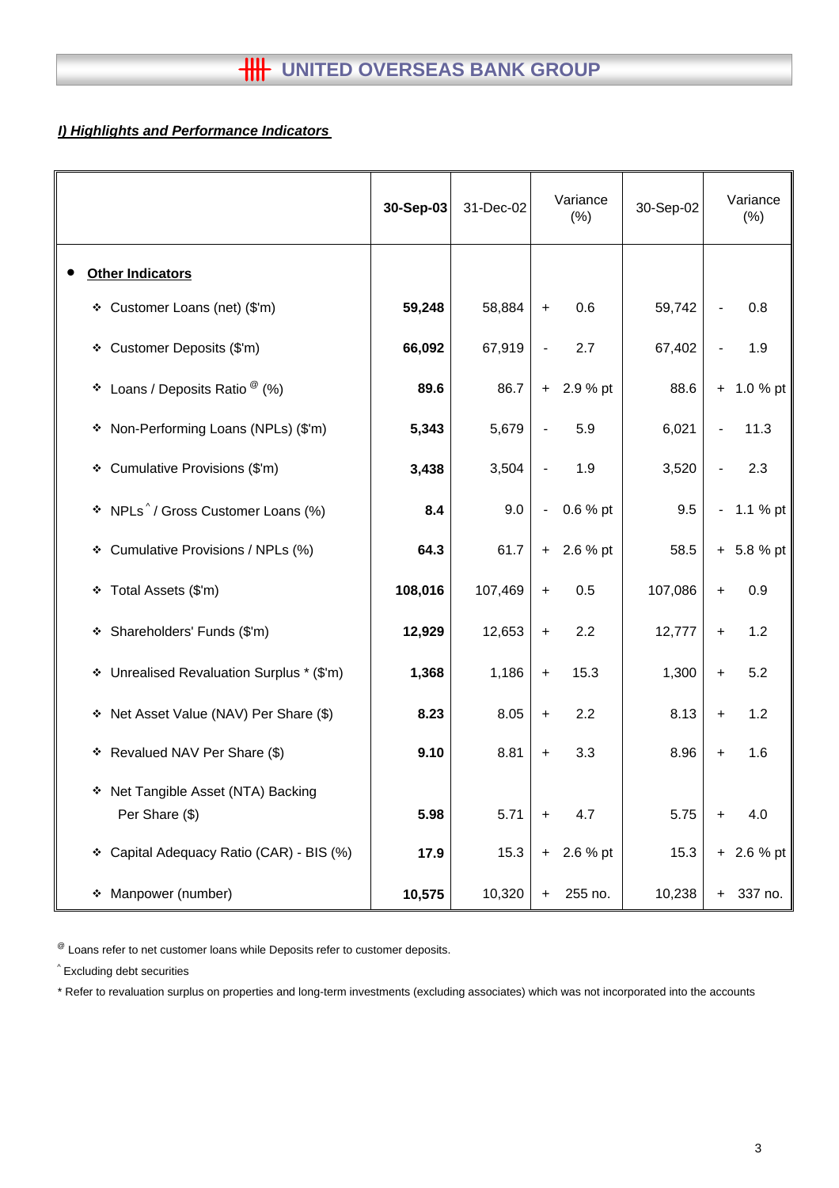# UNITED OVERSEAS BANK GROUP

## *I) Highlights and Performance Indicators*

| | **30-Sep-03** | 31-Dec-02 | Variance (%) | 30-Sep-02 | Variance (%) |
|---|---|---|---|---|---|
| • **Other Indicators** | | | | | |
| ❖ Customer Loans (net) ($'m) | **59,248** | 58,884 | + 0.6 | 59,742 | - 0.8 |
| ❖ Customer Deposits ($'m) | **66,092** | 67,919 | - 2.7 | 67,402 | - 1.9 |
| ❖ Loans / Deposits Ratio [@] (%) | **89.6** | 86.7 | + 2.9 % pt | 88.6 | + 1.0 % pt |
| ❖ Non-Performing Loans (NPLs) ($'m) | **5,343** | 5,679 | - 5.9 | 6,021 | - 11.3 |
| ❖ Cumulative Provisions ($'m) | **3,438** | 3,504 | - 1.9 | 3,520 | - 2.3 |
| ❖ NPLs [^] / Gross Customer Loans (%) | **8.4** | 9.0 | - 0.6 % pt | 9.5 | - 1.1 % pt |
| ❖ Cumulative Provisions / NPLs (%) | **64.3** | 61.7 | + 2.6 % pt | 58.5 | + 5.8 % pt |
| ❖ Total Assets ($'m) | **108,016** | 107,469 | + 0.5 | 107,086 | + 0.9 |
| ❖ Shareholders' Funds ($'m) | **12,929** | 12,653 | + 2.2 | 12,777 | + 1.2 |
| ❖ Unrealised Revaluation Surplus * ($'m) | **1,368** | 1,186 | + 15.3 | 1,300 | + 5.2 |
| ❖ Net Asset Value (NAV) Per Share ($) | **8.23** | 8.05 | + 2.2 | 8.13 | + 1.2 |
| ❖ Revalued NAV Per Share ($) | **9.10** | 8.81 | + 3.3 | 8.96 | + 1.6 |
| ❖ Net Tangible Asset (NTA) Backing Per Share ($) | **5.98** | 5.71 | + 4.7 | 5.75 | + 4.0 |
| ❖ Capital Adequacy Ratio (CAR) - BIS (%) | **17.9** | 15.3 | + 2.6 % pt | 15.3 | + 2.6 % pt |
| ❖ Manpower (number) | **10,575** | 10,320 | + 255 no. | 10,238 | + 337 no. |

[@] Loans refer to net customer loans while Deposits refer to customer deposits.

[^] Excluding debt securities

* Refer to revaluation surplus on properties and long-term investments (excluding associates) which was not incorporated into the accounts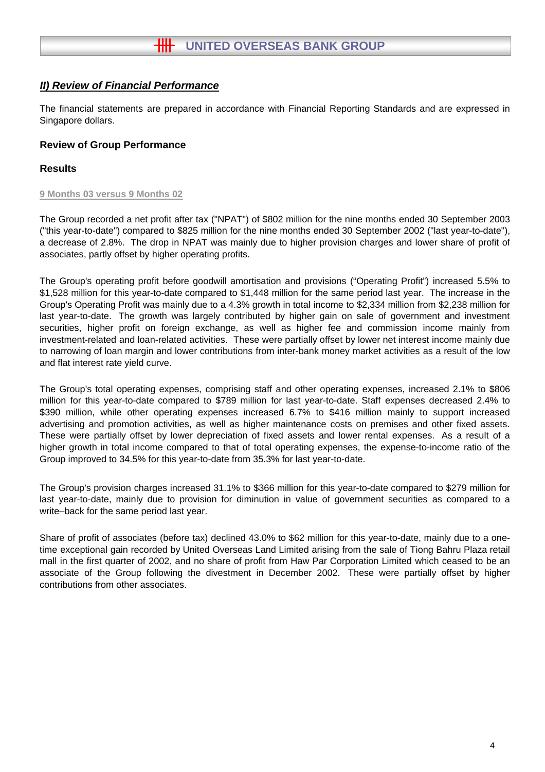## *II) Review of Financial Performance*

The financial statements are prepared in accordance with Financial Reporting Standards and are expressed in Singapore dollars.

### Review of Group Performance

### Results

9 Months 03 versus 9 Months 02

The Group recorded a net profit after tax ("NPAT") of $802 million for the nine months ended 30 September 2003 ("this year-to-date") compared to $825 million for the nine months ended 30 September 2002 ("last year-to-date"), a decrease of 2.8%. The drop in NPAT was mainly due to higher provision charges and lower share of profit of associates, partly offset by higher operating profits.

The Group's operating profit before goodwill amortisation and provisions ("Operating Profit") increased 5.5% to $1,528 million for this year-to-date compared to $1,448 million for the same period last year. The increase in the Group's Operating Profit was mainly due to a 4.3% growth in total income to $2,334 million from $2,238 million for last year-to-date. The growth was largely contributed by higher gain on sale of government and investment securities, higher profit on foreign exchange, as well as higher fee and commission income mainly from investment-related and loan-related activities. These were partially offset by lower net interest income mainly due to narrowing of loan margin and lower contributions from inter-bank money market activities as a result of the low and flat interest rate yield curve.

The Group's total operating expenses, comprising staff and other operating expenses, increased 2.1% to $806 million for this year-to-date compared to $789 million for last year-to-date. Staff expenses decreased 2.4% to $390 million, while other operating expenses increased 6.7% to $416 million mainly to support increased advertising and promotion activities, as well as higher maintenance costs on premises and other fixed assets. These were partially offset by lower depreciation of fixed assets and lower rental expenses. As a result of a higher growth in total income compared to that of total operating expenses, the expense-to-income ratio of the Group improved to 34.5% for this year-to-date from 35.3% for last year-to-date.

The Group's provision charges increased 31.1% to $366 million for this year-to-date compared to $279 million for last year-to-date, mainly due to provision for diminution in value of government securities as compared to a write–back for the same period last year.

Share of profit of associates (before tax) declined 43.0% to $62 million for this year-to-date, mainly due to a one-time exceptional gain recorded by United Overseas Land Limited arising from the sale of Tiong Bahru Plaza retail mall in the first quarter of 2002, and no share of profit from Haw Par Corporation Limited which ceased to be an associate of the Group following the divestment in December 2002. These were partially offset by higher contributions from other associates.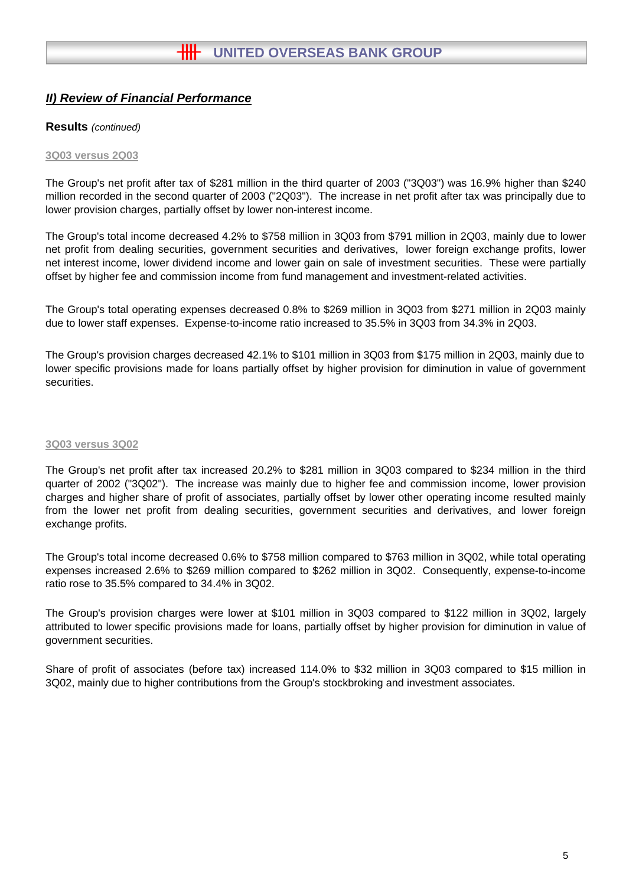## *II) Review of Financial Performance*

**Results** *(continued)*

### 3Q03 versus 2Q03

The Group's net profit after tax of $281 million in the third quarter of 2003 ("3Q03") was 16.9% higher than $240 million recorded in the second quarter of 2003 ("2Q03"). The increase in net profit after tax was principally due to lower provision charges, partially offset by lower non-interest income.

The Group's total income decreased 4.2% to $758 million in 3Q03 from $791 million in 2Q03, mainly due to lower net profit from dealing securities, government securities and derivatives, lower foreign exchange profits, lower net interest income, lower dividend income and lower gain on sale of investment securities. These were partially offset by higher fee and commission income from fund management and investment-related activities.

The Group's total operating expenses decreased 0.8% to $269 million in 3Q03 from $271 million in 2Q03 mainly due to lower staff expenses. Expense-to-income ratio increased to 35.5% in 3Q03 from 34.3% in 2Q03.

The Group's provision charges decreased 42.1% to $101 million in 3Q03 from $175 million in 2Q03, mainly due to lower specific provisions made for loans partially offset by higher provision for diminution in value of government securities.

### 3Q03 versus 3Q02

The Group's net profit after tax increased 20.2% to $281 million in 3Q03 compared to $234 million in the third quarter of 2002 ("3Q02"). The increase was mainly due to higher fee and commission income, lower provision charges and higher share of profit of associates, partially offset by lower other operating income resulted mainly from the lower net profit from dealing securities, government securities and derivatives, and lower foreign exchange profits.

The Group's total income decreased 0.6% to $758 million compared to $763 million in 3Q02, while total operating expenses increased 2.6% to $269 million compared to $262 million in 3Q02. Consequently, expense-to-income ratio rose to 35.5% compared to 34.4% in 3Q02.

The Group's provision charges were lower at $101 million in 3Q03 compared to $122 million in 3Q02, largely attributed to lower specific provisions made for loans, partially offset by higher provision for diminution in value of government securities.

Share of profit of associates (before tax) increased 114.0% to $32 million in 3Q03 compared to $15 million in 3Q02, mainly due to higher contributions from the Group's stockbroking and investment associates.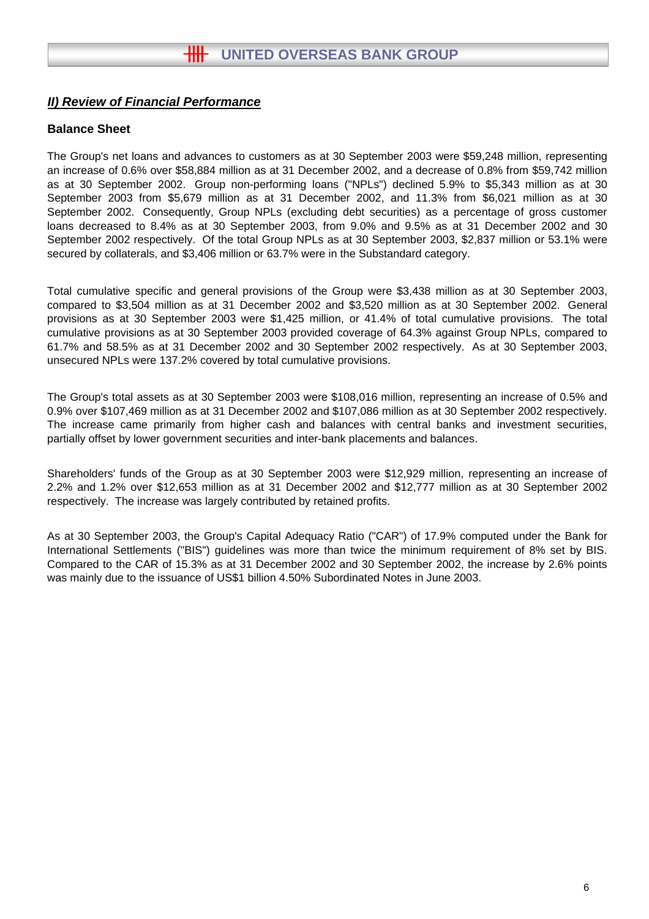## *II) Review of Financial Performance*

### Balance Sheet

The Group's net loans and advances to customers as at 30 September 2003 were $59,248 million, representing an increase of 0.6% over $58,884 million as at 31 December 2002, and a decrease of 0.8% from $59,742 million as at 30 September 2002. Group non-performing loans ("NPLs") declined 5.9% to $5,343 million as at 30 September 2003 from $5,679 million as at 31 December 2002, and 11.3% from $6,021 million as at 30 September 2002. Consequently, Group NPLs (excluding debt securities) as a percentage of gross customer loans decreased to 8.4% as at 30 September 2003, from 9.0% and 9.5% as at 31 December 2002 and 30 September 2002 respectively. Of the total Group NPLs as at 30 September 2003, $2,837 million or 53.1% were secured by collaterals, and $3,406 million or 63.7% were in the Substandard category.

Total cumulative specific and general provisions of the Group were $3,438 million as at 30 September 2003, compared to $3,504 million as at 31 December 2002 and $3,520 million as at 30 September 2002. General provisions as at 30 September 2003 were $1,425 million, or 41.4% of total cumulative provisions. The total cumulative provisions as at 30 September 2003 provided coverage of 64.3% against Group NPLs, compared to 61.7% and 58.5% as at 31 December 2002 and 30 September 2002 respectively. As at 30 September 2003, unsecured NPLs were 137.2% covered by total cumulative provisions.

The Group's total assets as at 30 September 2003 were $108,016 million, representing an increase of 0.5% and 0.9% over $107,469 million as at 31 December 2002 and $107,086 million as at 30 September 2002 respectively. The increase came primarily from higher cash and balances with central banks and investment securities, partially offset by lower government securities and inter-bank placements and balances.

Shareholders' funds of the Group as at 30 September 2003 were $12,929 million, representing an increase of 2.2% and 1.2% over $12,653 million as at 31 December 2002 and $12,777 million as at 30 September 2002 respectively. The increase was largely contributed by retained profits.

As at 30 September 2003, the Group's Capital Adequacy Ratio ("CAR") of 17.9% computed under the Bank for International Settlements ("BIS") guidelines was more than twice the minimum requirement of 8% set by BIS. Compared to the CAR of 15.3% as at 31 December 2002 and 30 September 2002, the increase by 2.6% points was mainly due to the issuance of US$1 billion 4.50% Subordinated Notes in June 2003.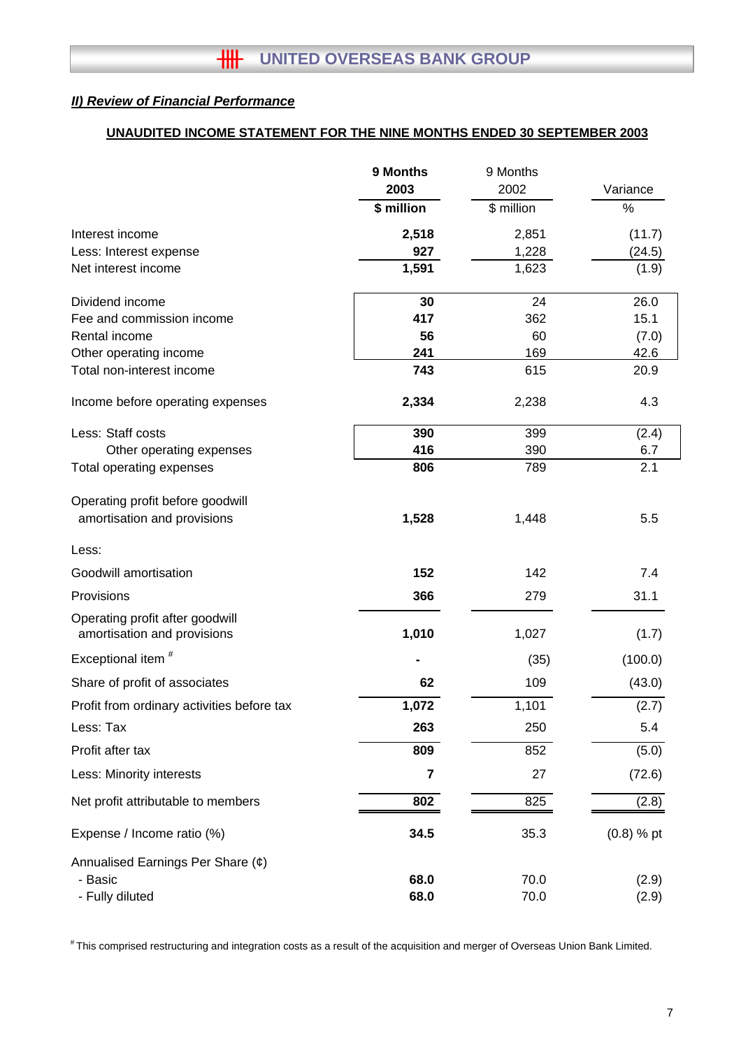## II) Review of Financial Performance

**UNAUDITED INCOME STATEMENT FOR THE NINE MONTHS ENDED 30 SEPTEMBER 2003**

| | **9 Months 2003** | 9 Months 2002 | Variance |
|---|---|---|---|
| | **$ million** | $ million | % |
| Interest income | **2,518** | 2,851 | (11.7) |
| Less: Interest expense | **927** | 1,228 | (24.5) |
| Net interest income | **1,591** | 1,623 | (1.9) |
| | | | |
| Dividend income | **30** | 24 | 26.0 |
| Fee and commission income | **417** | 362 | 15.1 |
| Rental income | **56** | 60 | (7.0) |
| Other operating income | **241** | 169 | 42.6 |
| Total non-interest income | **743** | 615 | 20.9 |
| | | | |
| Income before operating expenses | **2,334** | 2,238 | 4.3 |
| | | | |
| Less: Staff costs | **390** | 399 | (2.4) |
| Other operating expenses | **416** | 390 | 6.7 |
| Total operating expenses | **806** | 789 | 2.1 |
| | | | |
| Operating profit before goodwill amortisation and provisions | **1,528** | 1,448 | 5.5 |
| | | | |
| Less: | | | |
| Goodwill amortisation | **152** | 142 | 7.4 |
| Provisions | **366** | 279 | 31.1 |
| Operating profit after goodwill amortisation and provisions | **1,010** | 1,027 | (1.7) |
| Exceptional item [#] | **-** | (35) | (100.0) |
| Share of profit of associates | **62** | 109 | (43.0) |
| Profit from ordinary activities before tax | **1,072** | 1,101 | (2.7) |
| Less: Tax | **263** | 250 | 5.4 |
| Profit after tax | **809** | 852 | (5.0) |
| Less: Minority interests | **7** | 27 | (72.6) |
| Net profit attributable to members | **802** | 825 | (2.8) |
| | | | |
| Expense / Income ratio (%) | **34.5** | 35.3 | (0.8) % pt |
| | | | |
| Annualised Earnings Per Share (¢) | | | |
| - Basic | **68.0** | 70.0 | (2.9) |
| - Fully diluted | **68.0** | 70.0 | (2.9) |

[#] This comprised restructuring and integration costs as a result of the acquisition and merger of Overseas Union Bank Limited.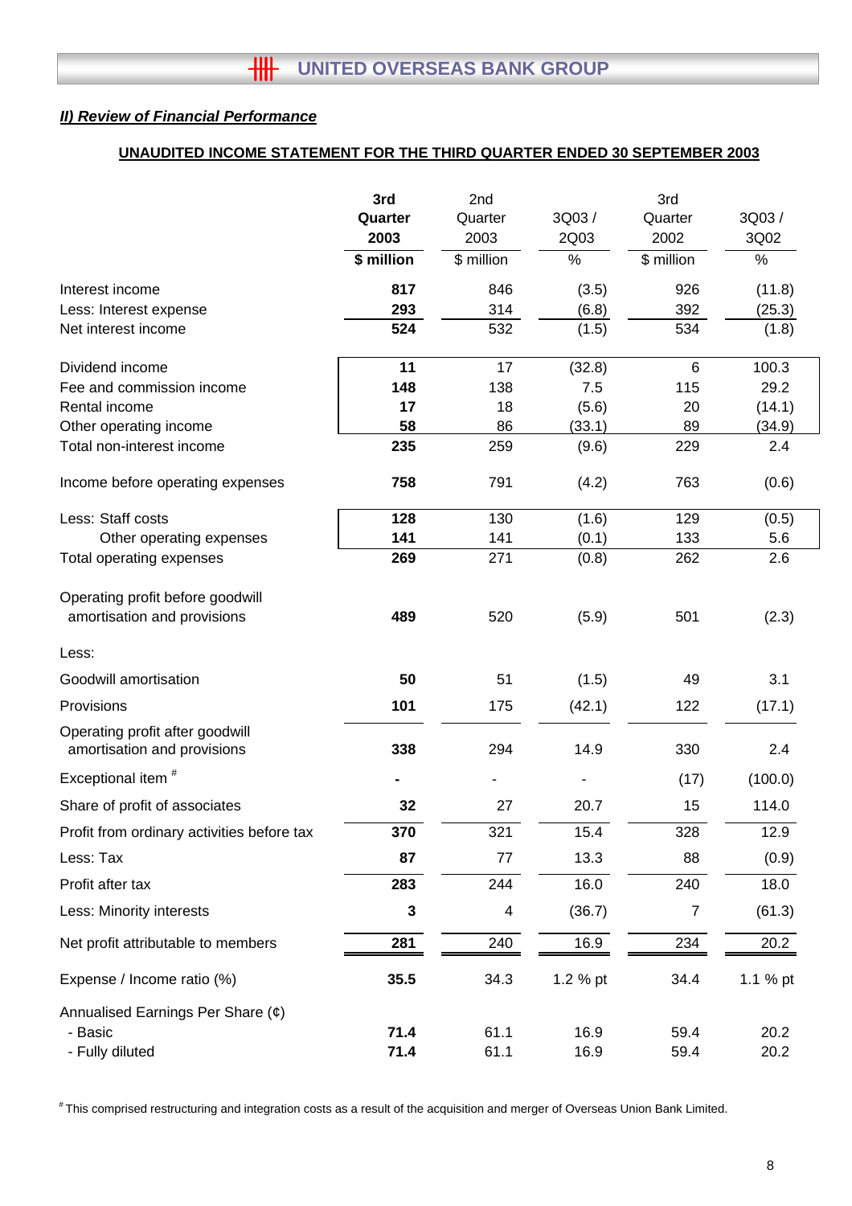## *II) Review of Financial Performance*

**UNAUDITED INCOME STATEMENT FOR THE THIRD QUARTER ENDED 30 SEPTEMBER 2003**

| | 3rd Quarter 2003 | 2nd Quarter 2003 | 3Q03 / 2Q03 | 3rd Quarter 2002 | 3Q03 / 3Q02 |
|---|---|---|---|---|---|
| | **$ million** | $ million | % | $ million | % |
| Interest income | **817** | 846 | (3.5) | 926 | (11.8) |
| Less: Interest expense | **293** | 314 | (6.8) | 392 | (25.3) |
| Net interest income | **524** | 532 | (1.5) | 534 | (1.8) |
| Dividend income | **11** | 17 | (32.8) | 6 | 100.3 |
| Fee and commission income | **148** | 138 | 7.5 | 115 | 29.2 |
| Rental income | **17** | 18 | (5.6) | 20 | (14.1) |
| Other operating income | **58** | 86 | (33.1) | 89 | (34.9) |
| Total non-interest income | **235** | 259 | (9.6) | 229 | 2.4 |
| Income before operating expenses | **758** | 791 | (4.2) | 763 | (0.6) |
| Less: Staff costs | **128** | 130 | (1.6) | 129 | (0.5) |
| Other operating expenses | **141** | 141 | (0.1) | 133 | 5.6 |
| Total operating expenses | **269** | 271 | (0.8) | 262 | 2.6 |
| Operating profit before goodwill amortisation and provisions | **489** | 520 | (5.9) | 501 | (2.3) |
| Less: | | | | | |
| Goodwill amortisation | **50** | 51 | (1.5) | 49 | 3.1 |
| Provisions | **101** | 175 | (42.1) | 122 | (17.1) |
| Operating profit after goodwill amortisation and provisions | **338** | 294 | 14.9 | 330 | 2.4 |
| Exceptional item # | **-** | - | - | (17) | (100.0) |
| Share of profit of associates | **32** | 27 | 20.7 | 15 | 114.0 |
| Profit from ordinary activities before tax | **370** | 321 | 15.4 | 328 | 12.9 |
| Less: Tax | **87** | 77 | 13.3 | 88 | (0.9) |
| Profit after tax | **283** | 244 | 16.0 | 240 | 18.0 |
| Less: Minority interests | **3** | 4 | (36.7) | 7 | (61.3) |
| Net profit attributable to members | **281** | 240 | 16.9 | 234 | 20.2 |
| Expense / Income ratio (%) | **35.5** | 34.3 | 1.2 % pt | 34.4 | 1.1 % pt |
| Annualised Earnings Per Share (¢) | | | | | |
| - Basic | **71.4** | 61.1 | 16.9 | 59.4 | 20.2 |
| - Fully diluted | **71.4** | 61.1 | 16.9 | 59.4 | 20.2 |

# This comprised restructuring and integration costs as a result of the acquisition and merger of Overseas Union Bank Limited.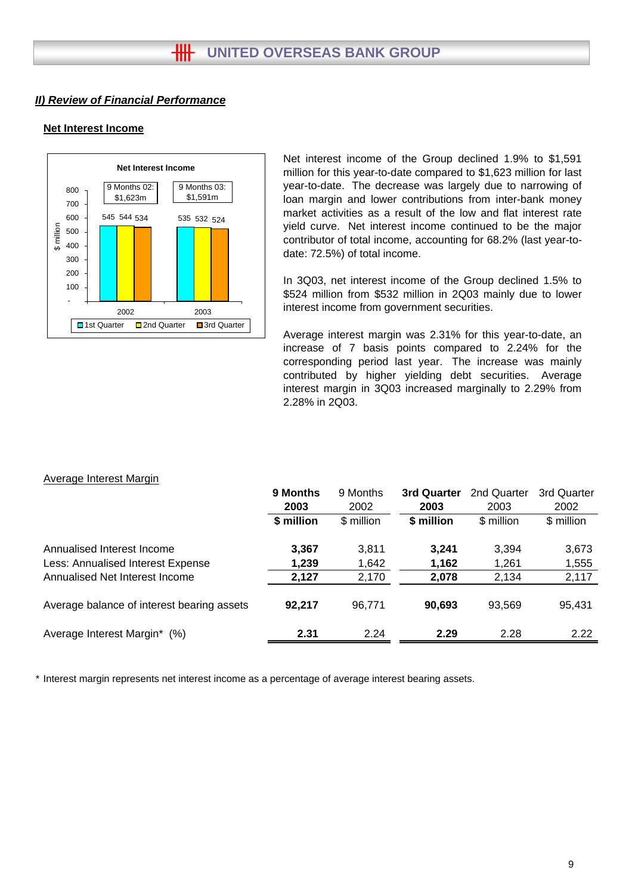## II) Review of Financial Performance

### Net Interest Income

Net interest income of the Group declined 1.9% to $1,591 million for this year-to-date compared to $1,623 million for last year-to-date. The decrease was largely due to narrowing of loan margin and lower contributions from inter-bank money market activities as a result of the low and flat interest rate yield curve. Net interest income continued to be the major contributor of total income, accounting for 68.2% (last year-to-date: 72.5%) of total income.

In 3Q03, net interest income of the Group declined 1.5% to $524 million from $532 million in 2Q03 mainly due to lower interest income from government securities.

Average interest margin was 2.31% for this year-to-date, an increase of 7 basis points compared to 2.24% for the corresponding period last year. The increase was mainly contributed by higher yielding debt securities. Average interest margin in 3Q03 increased marginally to 2.29% from 2.28% in 2Q03.

Average Interest Margin

| | **9 Months 2003** | 9 Months 2002 | **3rd Quarter 2003** | 2nd Quarter 2003 | 3rd Quarter 2002 |
|---|---|---|---|---|---|
| | **$ million** | $ million | **$ million** | $ million | $ million |
| Annualised Interest Income | **3,367** | 3,811 | **3,241** | 3,394 | 3,673 |
| Less: Annualised Interest Expense | **1,239** | 1,642 | **1,162** | 1,261 | 1,555 |
| Annualised Net Interest Income | **2,127** | 2,170 | **2,078** | 2,134 | 2,117 |
| Average balance of interest bearing assets | **92,217** | 96,771 | **90,693** | 93,569 | 95,431 |
| Average Interest Margin* (%) | **2.31** | 2.24 | **2.29** | 2.28 | 2.22 |

\* Interest margin represents net interest income as a percentage of average interest bearing assets.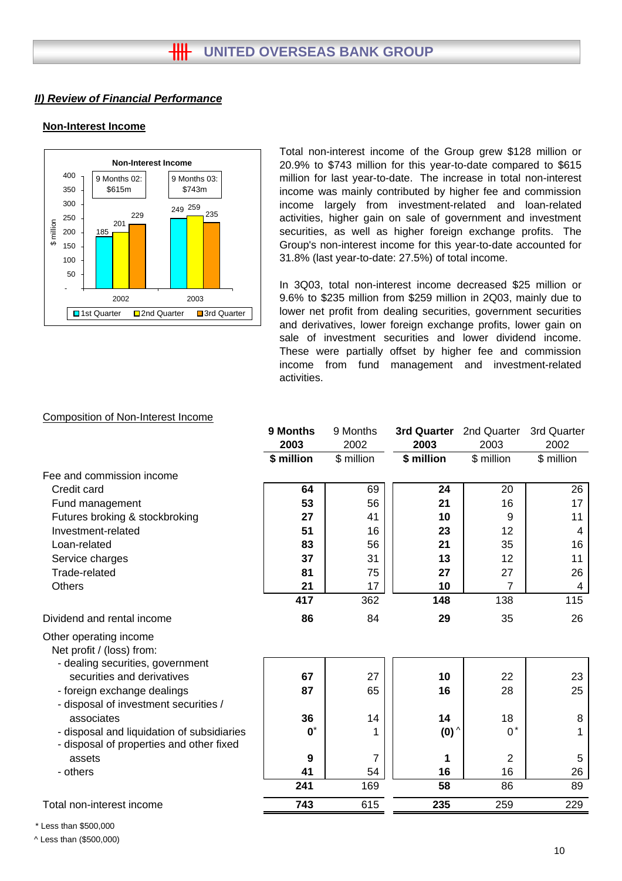## II) Review of Financial Performance

### Non-Interest Income

Non-Interest Income

| $ million | 1st Quarter | 2nd Quarter | 3rd Quarter |
|---|---|---|---|
| 2002 (9 Months 02: $615m) | 185 | 201 | 229 |
| 2003 (9 Months 03: $743m) | 249 | 259 | 235 |

Total non-interest income of the Group grew $128 million or 20.9% to $743 million for this year-to-date compared to $615 million for last year-to-date. The increase in total non-interest income was mainly contributed by higher fee and commission income largely from investment-related and loan-related activities, higher gain on sale of government and investment securities, as well as higher foreign exchange profits. The Group's non-interest income for this year-to-date accounted for 31.8% (last year-to-date: 27.5%) of total income.

In 3Q03, total non-interest income decreased $25 million or 9.6% to $235 million from $259 million in 2Q03, mainly due to lower net profit from dealing securities, government securities and derivatives, lower foreign exchange profits, lower gain on sale of investment securities and lower dividend income. These were partially offset by higher fee and commission income from fund management and investment-related activities.

Composition of Non-Interest Income

| | **9 Months 2003** | 9 Months 2002 | **3rd Quarter 2003** | 2nd Quarter 2003 | 3rd Quarter 2002 |
|---|---|---|---|---|---|
| | **$ million** | $ million | **$ million** | $ million | $ million |
| Fee and commission income | | | | | |
| Credit card | **64** | 69 | **24** | 20 | 26 |
| Fund management | **53** | 56 | **21** | 16 | 17 |
| Futures broking & stockbroking | **27** | 41 | **10** | 9 | 11 |
| Investment-related | **51** | 16 | **23** | 12 | 4 |
| Loan-related | **83** | 56 | **21** | 35 | 16 |
| Service charges | **37** | 31 | **13** | 12 | 11 |
| Trade-related | **81** | 75 | **27** | 27 | 26 |
| Others | **21** | 17 | **10** | 7 | 4 |
| | **417** | 362 | **148** | 138 | 115 |
| Dividend and rental income | **86** | 84 | **29** | 35 | 26 |
| Other operating income | | | | | |
| Net profit / (loss) from: | | | | | |
| - dealing securities, government securities and derivatives | **67** | 27 | **10** | 22 | 23 |
| - foreign exchange dealings | **87** | 65 | **16** | 28 | 25 |
| - disposal of investment securities / associates | **36** | 14 | **14** | 18 | 8 |
| - disposal and liquidation of subsidiaries | **0*** | 1 | **(0) ^** | 0* | 1 |
| - disposal of properties and other fixed assets | **9** | 7 | **1** | 2 | 5 |
| - others | **41** | 54 | **16** | 16 | 26 |
| | **241** | 169 | **58** | 86 | 89 |
| Total non-interest income | **743** | 615 | **235** | 259 | 229 |

\* Less than $500,000

^ Less than ($500,000)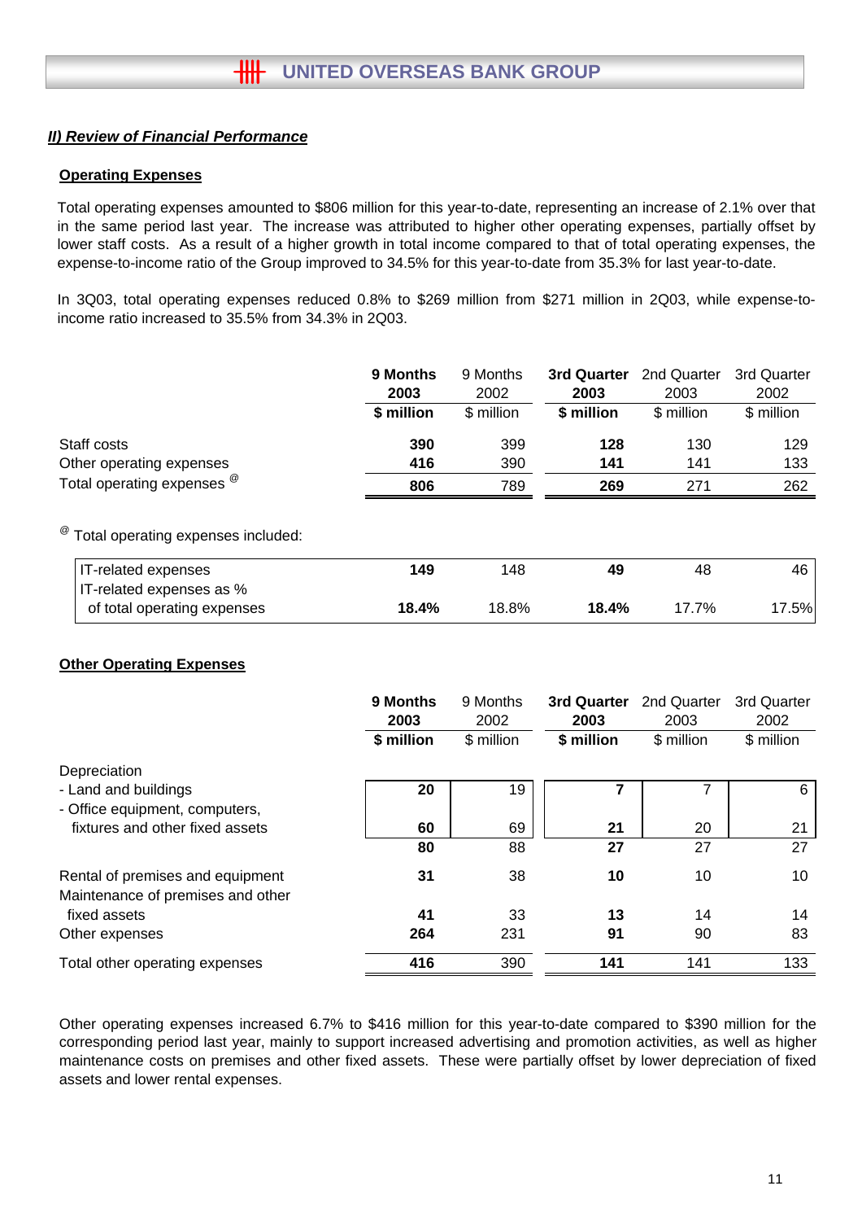## II) Review of Financial Performance

### Operating Expenses

Total operating expenses amounted to $806 million for this year-to-date, representing an increase of 2.1% over that in the same period last year. The increase was attributed to higher other operating expenses, partially offset by lower staff costs. As a result of a higher growth in total income compared to that of total operating expenses, the expense-to-income ratio of the Group improved to 34.5% for this year-to-date from 35.3% for last year-to-date.

In 3Q03, total operating expenses reduced 0.8% to $269 million from $271 million in 2Q03, while expense-to-income ratio increased to 35.5% from 34.3% in 2Q03.

| | **9 Months 2003** | 9 Months 2002 | **3rd Quarter 2003** | 2nd Quarter 2003 | 3rd Quarter 2002 |
|---|---|---|---|---|---|
| | **$ million** | $ million | **$ million** | $ million | $ million |
| Staff costs | **390** | 399 | **128** | 130 | 129 |
| Other operating expenses | **416** | 390 | **141** | 141 | 133 |
| Total operating expenses [@] | **806** | 789 | **269** | 271 | 262 |

[@] Total operating expenses included:

| | | | | | |
|---|---|---|---|---|---|
| IT-related expenses | **149** | 148 | **49** | 48 | 46 |
| IT-related expenses as % of total operating expenses | **18.4%** | 18.8% | **18.4%** | 17.7% | 17.5% |

### Other Operating Expenses

| | **9 Months 2003** | 9 Months 2002 | **3rd Quarter 2003** | 2nd Quarter 2003 | 3rd Quarter 2002 |
|---|---|---|---|---|---|
| | **$ million** | $ million | **$ million** | $ million | $ million |
| Depreciation | | | | | |
| - Land and buildings | **20** | 19 | **7** | 7 | 6 |
| - Office equipment, computers, fixtures and other fixed assets | **60** | 69 | **21** | 20 | 21 |
| | **80** | 88 | **27** | 27 | 27 |
| Rental of premises and equipment | **31** | 38 | **10** | 10 | 10 |
| Maintenance of premises and other fixed assets | **41** | 33 | **13** | 14 | 14 |
| Other expenses | **264** | 231 | **91** | 90 | 83 |
| Total other operating expenses | **416** | 390 | **141** | 141 | 133 |

Other operating expenses increased 6.7% to $416 million for this year-to-date compared to $390 million for the corresponding period last year, mainly to support increased advertising and promotion activities, as well as higher maintenance costs on premises and other fixed assets. These were partially offset by lower depreciation of fixed assets and lower rental expenses.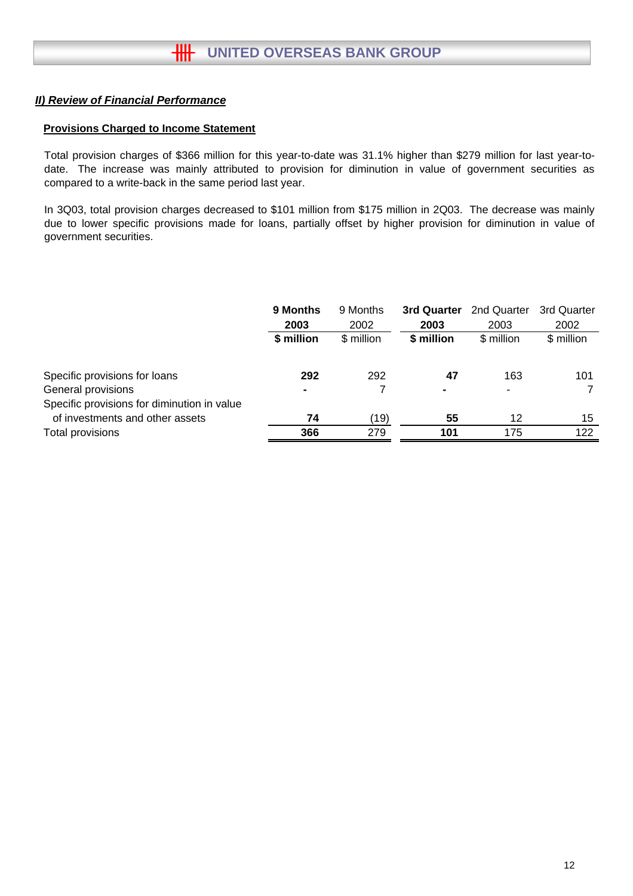## *II) Review of Financial Performance*

### Provisions Charged to Income Statement

Total provision charges of $366 million for this year-to-date was 31.1% higher than $279 million for last year-to-date. The increase was mainly attributed to provision for diminution in value of government securities as compared to a write-back in the same period last year.

In 3Q03, total provision charges decreased to $101 million from $175 million in 2Q03. The decrease was mainly due to lower specific provisions made for loans, partially offset by higher provision for diminution in value of government securities.

| | **9 Months 2003** | 9 Months 2002 | **3rd Quarter 2003** | 2nd Quarter 2003 | 3rd Quarter 2002 |
|---|---|---|---|---|---|
| | **$ million** | $ million | **$ million** | $ million | $ million |
| Specific provisions for loans | **292** | 292 | **47** | 163 | 101 |
| General provisions | **-** | 7 | **-** | - | 7 |
| Specific provisions for diminution in value of investments and other assets | **74** | (19) | **55** | 12 | 15 |
| Total provisions | **366** | 279 | **101** | 175 | 122 |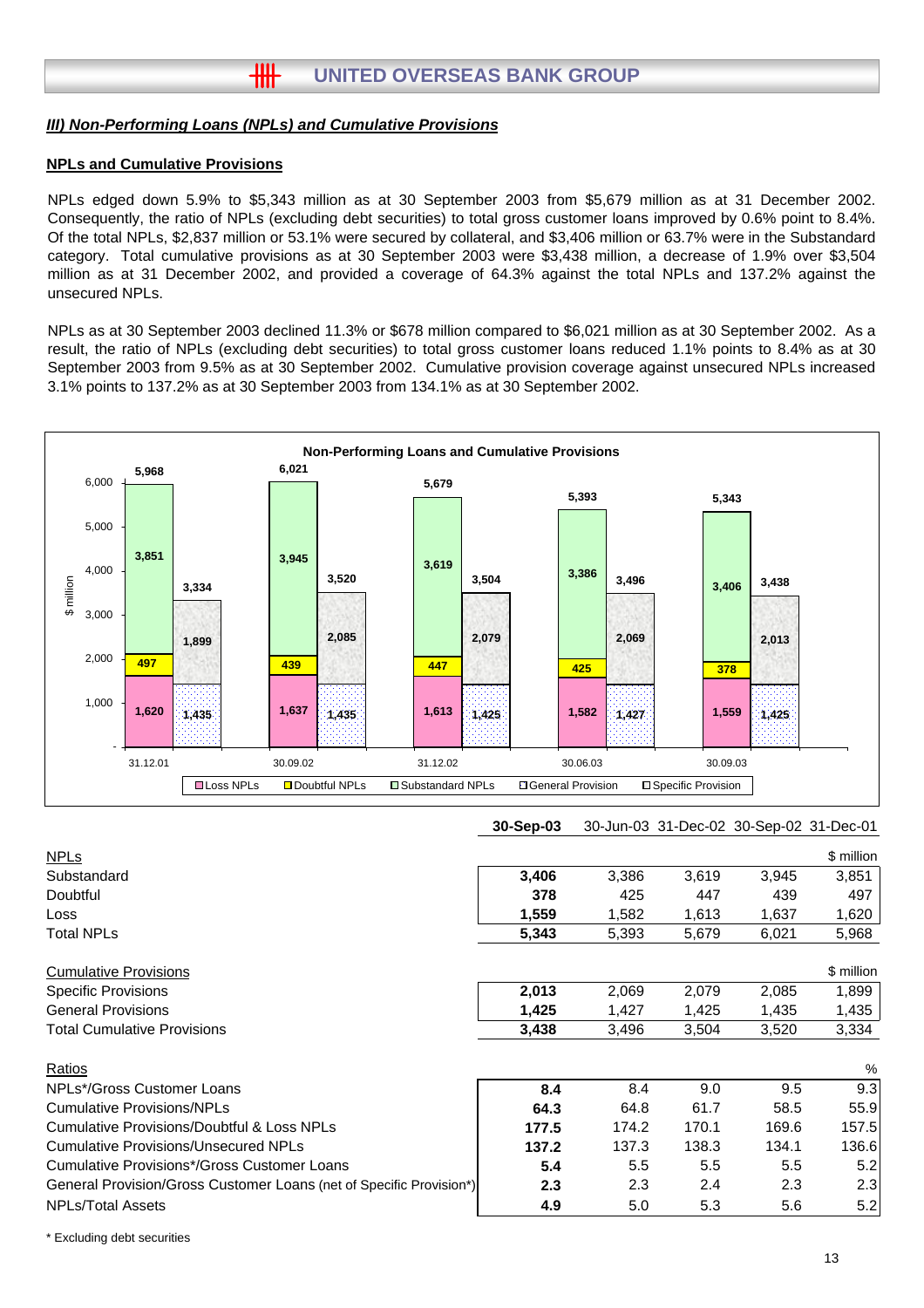## III) Non-Performing Loans (NPLs) and Cumulative Provisions

### NPLs and Cumulative Provisions

NPLs edged down 5.9% to $5,343 million as at 30 September 2003 from $5,679 million as at 31 December 2002. Consequently, the ratio of NPLs (excluding debt securities) to total gross customer loans improved by 0.6% point to 8.4%. Of the total NPLs, $2,837 million or 53.1% were secured by collateral, and $3,406 million or 63.7% were in the Substandard category. Total cumulative provisions as at 30 September 2003 were $3,438 million, a decrease of 1.9% over $3,504 million as at 31 December 2002, and provided a coverage of 64.3% against the total NPLs and 137.2% against the unsecured NPLs.

NPLs as at 30 September 2003 declined 11.3% or $678 million compared to $6,021 million as at 30 September 2002. As a result, the ratio of NPLs (excluding debt securities) to total gross customer loans reduced 1.1% points to 8.4% as at 30 September 2003 from 9.5% as at 30 September 2002. Cumulative provision coverage against unsecured NPLs increased 3.1% points to 137.2% as at 30 September 2003 from 134.1% as at 30 September 2002.

**Non-Performing Loans and Cumulative Provisions**

| ($ million) | 31.12.01 | 30.09.02 | 31.12.02 | 30.06.03 | 30.09.03 |
|---|---|---|---|---|---|
| Loss NPLs | 1,620 | 1,637 | 1,613 | 1,582 | 1,559 |
| Doubtful NPLs | 497 | 439 | 447 | 425 | 378 |
| Substandard NPLs | 3,851 | 3,945 | 3,619 | 3,386 | 3,406 |
| Total NPLs | 5,968 | 6,021 | 5,679 | 5,393 | 5,343 |
| General Provision | 1,435 | 1,435 | 1,425 | 1,427 | 1,425 |
| Specific Provision | 1,899 | 2,085 | 2,079 | 2,069 | 2,013 |
| Total Provisions | 3,334 | 3,520 | 3,504 | 3,496 | 3,438 |

| | **30-Sep-03** | 30-Jun-03 | 31-Dec-02 | 30-Sep-02 | 31-Dec-01 |
|---|---|---|---|---|---|
| NPLs | | | | | $ million |
| Substandard | **3,406** | 3,386 | 3,619 | 3,945 | 3,851 |
| Doubtful | **378** | 425 | 447 | 439 | 497 |
| Loss | **1,559** | 1,582 | 1,613 | 1,637 | 1,620 |
| Total NPLs | **5,343** | 5,393 | 5,679 | 6,021 | 5,968 |
| | | | | | |
| Cumulative Provisions | | | | | $ million |
| Specific Provisions | **2,013** | 2,069 | 2,079 | 2,085 | 1,899 |
| General Provisions | **1,425** | 1,427 | 1,425 | 1,435 | 1,435 |
| Total Cumulative Provisions | **3,438** | 3,496 | 3,504 | 3,520 | 3,334 |
| | | | | | |
| Ratios | | | | | % |
| NPLs*/Gross Customer Loans | **8.4** | 8.4 | 9.0 | 9.5 | 9.3 |
| Cumulative Provisions/NPLs | **64.3** | 64.8 | 61.7 | 58.5 | 55.9 |
| Cumulative Provisions/Doubtful & Loss NPLs | **177.5** | 174.2 | 170.1 | 169.6 | 157.5 |
| Cumulative Provisions/Unsecured NPLs | **137.2** | 137.3 | 138.3 | 134.1 | 136.6 |
| Cumulative Provisions*/Gross Customer Loans | **5.4** | 5.5 | 5.5 | 5.5 | 5.2 |
| General Provision/Gross Customer Loans (net of Specific Provision*) | **2.3** | 2.3 | 2.4 | 2.3 | 2.3 |
| NPLs/Total Assets | **4.9** | 5.0 | 5.3 | 5.6 | 5.2 |

\* Excluding debt securities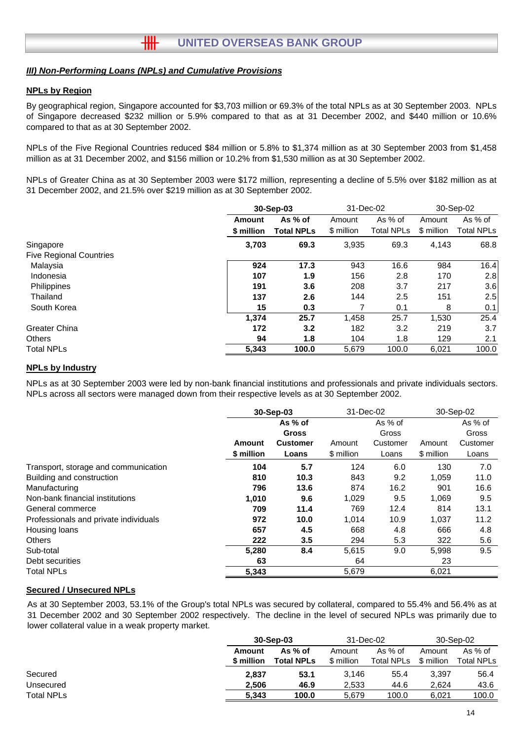## III) Non-Performing Loans (NPLs) and Cumulative Provisions

### NPLs by Region

By geographical region, Singapore accounted for $3,703 million or 69.3% of the total NPLs as at 30 September 2003. NPLs of Singapore decreased $232 million or 5.9% compared to that as at 31 December 2002, and $440 million or 10.6% compared to that as at 30 September 2002.

NPLs of the Five Regional Countries reduced $84 million or 5.8% to $1,374 million as at 30 September 2003 from $1,458 million as at 31 December 2002, and $156 million or 10.2% from $1,530 million as at 30 September 2002.

NPLs of Greater China as at 30 September 2003 were $172 million, representing a decline of 5.5% over $182 million as at 31 December 2002, and 21.5% over $219 million as at 30 September 2002.

| | **30-Sep-03** | | 31-Dec-02 | | 30-Sep-02 | |
|---|---|---|---|---|---|---|
| | **Amount $ million** | **As % of Total NPLs** | Amount $ million | As % of Total NPLs | Amount $ million | As % of Total NPLs |
| Singapore | **3,703** | **69.3** | 3,935 | 69.3 | 4,143 | 68.8 |
| Five Regional Countries | | | | | | |
| Malaysia | **924** | **17.3** | 943 | 16.6 | 984 | 16.4 |
| Indonesia | **107** | **1.9** | 156 | 2.8 | 170 | 2.8 |
| Philippines | **191** | **3.6** | 208 | 3.7 | 217 | 3.6 |
| Thailand | **137** | **2.6** | 144 | 2.5 | 151 | 2.5 |
| South Korea | **15** | **0.3** | 7 | 0.1 | 8 | 0.1 |
| | **1,374** | **25.7** | 1,458 | 25.7 | 1,530 | 25.4 |
| Greater China | **172** | **3.2** | 182 | 3.2 | 219 | 3.7 |
| Others | **94** | **1.8** | 104 | 1.8 | 129 | 2.1 |
| Total NPLs | **5,343** | **100.0** | 5,679 | 100.0 | 6,021 | 100.0 |

### NPLs by Industry

NPLs as at 30 September 2003 were led by non-bank financial institutions and professionals and private individuals sectors. NPLs across all sectors were managed down from their respective levels as at 30 September 2002.

| | **30-Sep-03** | | 31-Dec-02 | | 30-Sep-02 | |
|---|---|---|---|---|---|---|
| | **Amount $ million** | **As % of Gross Customer Loans** | Amount $ million | As % of Gross Customer Loans | Amount $ million | As % of Gross Customer Loans |
| Transport, storage and communication | **104** | **5.7** | 124 | 6.0 | 130 | 7.0 |
| Building and construction | **810** | **10.3** | 843 | 9.2 | 1,059 | 11.0 |
| Manufacturing | **796** | **13.6** | 874 | 16.2 | 901 | 16.6 |
| Non-bank financial institutions | **1,010** | **9.6** | 1,029 | 9.5 | 1,069 | 9.5 |
| General commerce | **709** | **11.4** | 769 | 12.4 | 814 | 13.1 |
| Professionals and private individuals | **972** | **10.0** | 1,014 | 10.9 | 1,037 | 11.2 |
| Housing loans | **657** | **4.5** | 668 | 4.8 | 666 | 4.8 |
| Others | **222** | **3.5** | 294 | 5.3 | 322 | 5.6 |
| Sub-total | **5,280** | **8.4** | 5,615 | 9.0 | 5,998 | 9.5 |
| Debt securities | **63** | | 64 | | 23 | |
| Total NPLs | **5,343** | | 5,679 | | 6,021 | |

### Secured / Unsecured NPLs

As at 30 September 2003, 53.1% of the Group's total NPLs was secured by collateral, compared to 55.4% and 56.4% as at 31 December 2002 and 30 September 2002 respectively. The decline in the level of secured NPLs was primarily due to lower collateral value in a weak property market.

| | **30-Sep-03** | | 31-Dec-02 | | 30-Sep-02 | |
|---|---|---|---|---|---|---|
| | **Amount $ million** | **As % of Total NPLs** | Amount $ million | As % of Total NPLs | Amount $ million | As % of Total NPLs |
| Secured | **2,837** | **53.1** | 3,146 | 55.4 | 3,397 | 56.4 |
| Unsecured | **2,506** | **46.9** | 2,533 | 44.6 | 2,624 | 43.6 |
| Total NPLs | **5,343** | **100.0** | 5,679 | 100.0 | 6,021 | 100.0 |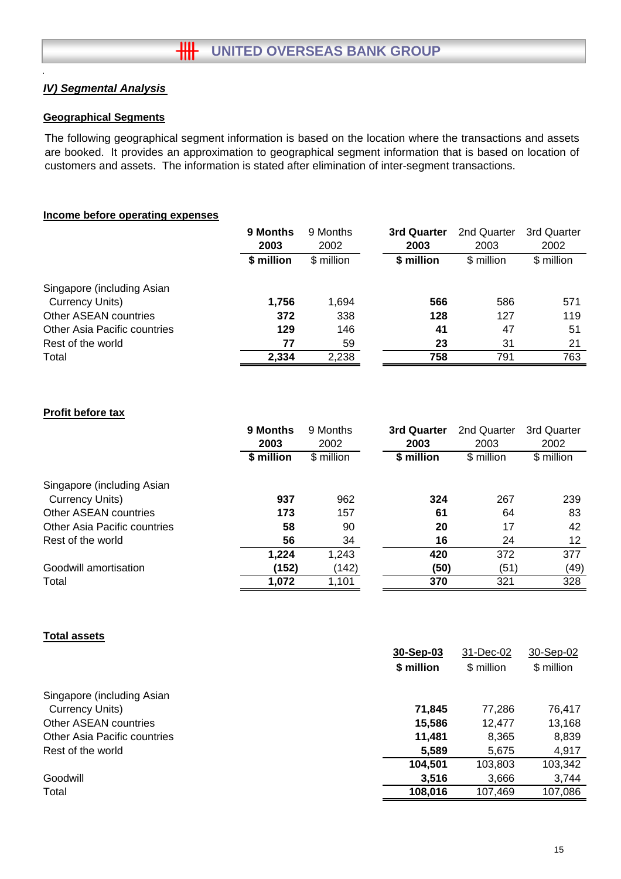## IV) Segmental Analysis

### Geographical Segments

The following geographical segment information is based on the location where the transactions and assets are booked. It provides an approximation to geographical segment information that is based on location of customers and assets. The information is stated after elimination of inter-segment transactions.

#### Income before operating expenses

| | **9 Months 2003** | 9 Months 2002 | **3rd Quarter 2003** | 2nd Quarter 2003 | 3rd Quarter 2002 |
|---|---|---|---|---|---|
| | **$ million** | $ million | **$ million** | $ million | $ million |
| Singapore (including Asian Currency Units) | **1,756** | 1,694 | **566** | 586 | 571 |
| Other ASEAN countries | **372** | 338 | **128** | 127 | 119 |
| Other Asia Pacific countries | **129** | 146 | **41** | 47 | 51 |
| Rest of the world | **77** | 59 | **23** | 31 | 21 |
| Total | **2,334** | 2,238 | **758** | 791 | 763 |

#### Profit before tax

| | **9 Months 2003** | 9 Months 2002 | **3rd Quarter 2003** | 2nd Quarter 2003 | 3rd Quarter 2002 |
|---|---|---|---|---|---|
| | **$ million** | $ million | **$ million** | $ million | $ million |
| Singapore (including Asian Currency Units) | **937** | 962 | **324** | 267 | 239 |
| Other ASEAN countries | **173** | 157 | **61** | 64 | 83 |
| Other Asia Pacific countries | **58** | 90 | **20** | 17 | 42 |
| Rest of the world | **56** | 34 | **16** | 24 | 12 |
| | **1,224** | 1,243 | **420** | 372 | 377 |
| Goodwill amortisation | **(152)** | (142) | **(50)** | (51) | (49) |
| Total | **1,072** | 1,101 | **370** | 321 | 328 |

#### Total assets

| | **30-Sep-03** | 31-Dec-02 | 30-Sep-02 |
|---|---|---|---|
| | **$ million** | $ million | $ million |
| Singapore (including Asian Currency Units) | **71,845** | 77,286 | 76,417 |
| Other ASEAN countries | **15,586** | 12,477 | 13,168 |
| Other Asia Pacific countries | **11,481** | 8,365 | 8,839 |
| Rest of the world | **5,589** | 5,675 | 4,917 |
| | **104,501** | 103,803 | 103,342 |
| Goodwill | **3,516** | 3,666 | 3,744 |
| Total | **108,016** | 107,469 | 107,086 |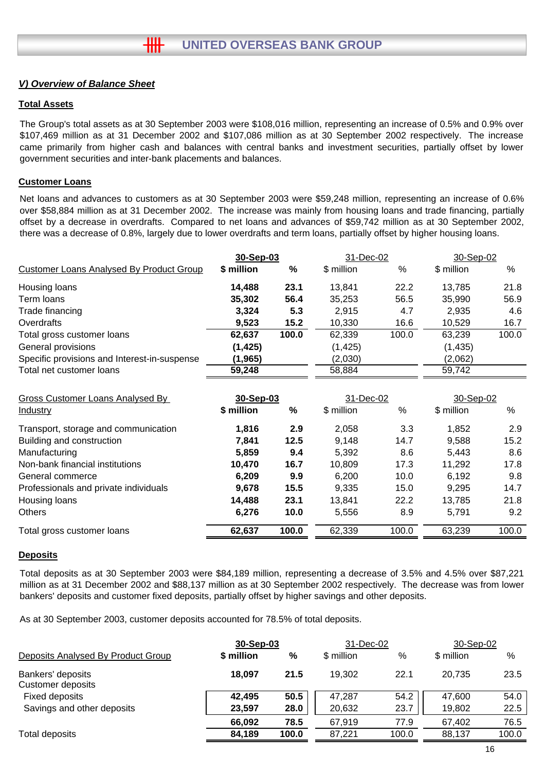## *V) Overview of Balance Sheet*

### Total Assets

The Group's total assets as at 30 September 2003 were $108,016 million, representing an increase of 0.5% and 0.9% over $107,469 million as at 31 December 2002 and $107,086 million as at 30 September 2002 respectively. The increase came primarily from higher cash and balances with central banks and investment securities, partially offset by lower government securities and inter-bank placements and balances.

### Customer Loans

Net loans and advances to customers as at 30 September 2003 were $59,248 million, representing an increase of 0.6% over $58,884 million as at 31 December 2002. The increase was mainly from housing loans and trade financing, partially offset by a decrease in overdrafts. Compared to net loans and advances of $59,742 million as at 30 September 2002, there was a decrease of 0.8%, largely due to lower overdrafts and term loans, partially offset by higher housing loans.

| Customer Loans Analysed By Product Group | **30-Sep-03** | | 31-Dec-02 | | 30-Sep-02 | |
|---|---|---|---|---|---|---|
| | **$ million** | **%** | $ million | % | $ million | % |
| Housing loans | **14,488** | **23.1** | 13,841 | 22.2 | 13,785 | 21.8 |
| Term loans | **35,302** | **56.4** | 35,253 | 56.5 | 35,990 | 56.9 |
| Trade financing | **3,324** | **5.3** | 2,915 | 4.7 | 2,935 | 4.6 |
| Overdrafts | **9,523** | **15.2** | 10,330 | 16.6 | 10,529 | 16.7 |
| Total gross customer loans | **62,637** | **100.0** | 62,339 | 100.0 | 63,239 | 100.0 |
| General provisions | **(1,425)** | | (1,425) | | (1,435) | |
| Specific provisions and Interest-in-suspense | **(1,965)** | | (2,030) | | (2,062) | |
| Total net customer loans | **59,248** | | 58,884 | | 59,742 | |

| Gross Customer Loans Analysed By Industry | **30-Sep-03** | | 31-Dec-02 | | 30-Sep-02 | |
|---|---|---|---|---|---|---|
| | **$ million** | **%** | $ million | % | $ million | % |
| Transport, storage and communication | **1,816** | **2.9** | 2,058 | 3.3 | 1,852 | 2.9 |
| Building and construction | **7,841** | **12.5** | 9,148 | 14.7 | 9,588 | 15.2 |
| Manufacturing | **5,859** | **9.4** | 5,392 | 8.6 | 5,443 | 8.6 |
| Non-bank financial institutions | **10,470** | **16.7** | 10,809 | 17.3 | 11,292 | 17.8 |
| General commerce | **6,209** | **9.9** | 6,200 | 10.0 | 6,192 | 9.8 |
| Professionals and private individuals | **9,678** | **15.5** | 9,335 | 15.0 | 9,295 | 14.7 |
| Housing loans | **14,488** | **23.1** | 13,841 | 22.2 | 13,785 | 21.8 |
| Others | **6,276** | **10.0** | 5,556 | 8.9 | 5,791 | 9.2 |
| Total gross customer loans | **62,637** | **100.0** | 62,339 | 100.0 | 63,239 | 100.0 |

### Deposits

Total deposits as at 30 September 2003 were $84,189 million, representing a decrease of 3.5% and 4.5% over $87,221 million as at 31 December 2002 and $88,137 million as at 30 September 2002 respectively. The decrease was from lower bankers' deposits and customer fixed deposits, partially offset by higher savings and other deposits.

As at 30 September 2003, customer deposits accounted for 78.5% of total deposits.

| Deposits Analysed By Product Group | **30-Sep-03** | | 31-Dec-02 | | 30-Sep-02 | |
|---|---|---|---|---|---|---|
| | **$ million** | **%** | $ million | % | $ million | % |
| Bankers' deposits | **18,097** | **21.5** | 19,302 | 22.1 | 20,735 | 23.5 |
| Customer deposits | | | | | | |
| Fixed deposits | **42,495** | **50.5** | 47,287 | 54.2 | 47,600 | 54.0 |
| Savings and other deposits | **23,597** | **28.0** | 20,632 | 23.7 | 19,802 | 22.5 |
| | **66,092** | **78.5** | 67,919 | 77.9 | 67,402 | 76.5 |
| Total deposits | **84,189** | **100.0** | 87,221 | 100.0 | 88,137 | 100.0 |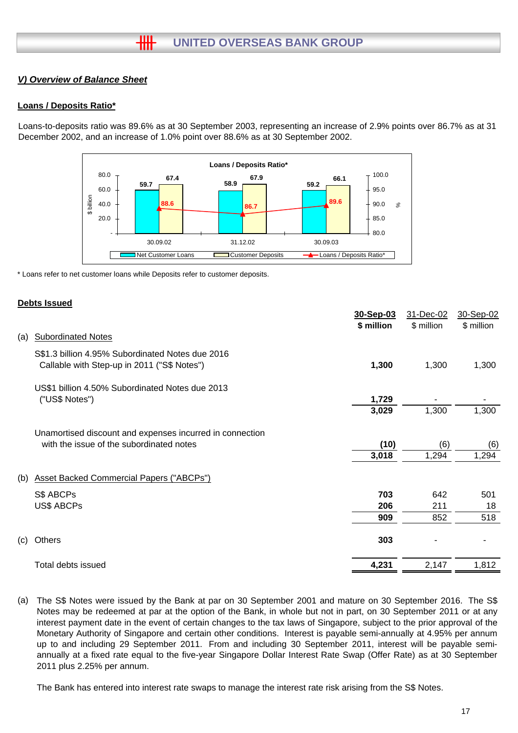## *V) Overview of Balance Sheet*

### Loans / Deposits Ratio*

Loans-to-deposits ratio was 89.6% as at 30 September 2003, representing an increase of 2.9% points over 86.7% as at 31 December 2002, and an increase of 1.0% point over 88.6% as at 30 September 2002.

**Loans / Deposits Ratio***

| | 30.09.02 | 31.12.02 | 30.09.03 |
|---|---|---|---|
| Net Customer Loans ($ billion) | 59.7 | 58.9 | 59.2 |
| Customer Deposits ($ billion) | 67.4 | 67.9 | 66.1 |
| Loans / Deposits Ratio* (%) | 88.6 | 86.7 | 89.6 |

\* Loans refer to net customer loans while Deposits refer to customer deposits.

### Debts Issued

| | **30-Sep-03** | 31-Dec-02 | 30-Sep-02 |
|---|---|---|---|
| | **$ million** | $ million | $ million |
| (a) Subordinated Notes | | | |
| S$1.3 billion 4.95% Subordinated Notes due 2016 Callable with Step-up in 2011 ("S$ Notes") | **1,300** | 1,300 | 1,300 |
| US$1 billion 4.50% Subordinated Notes due 2013 ("US$ Notes") | **1,729** | - | - |
| | **3,029** | 1,300 | 1,300 |
| Unamortised discount and expenses incurred in connection with the issue of the subordinated notes | **(10)** | (6) | (6) |
| | **3,018** | 1,294 | 1,294 |
| (b) Asset Backed Commercial Papers ("ABCPs") | | | |
| S$ ABCPs | **703** | 642 | 501 |
| US$ ABCPs | **206** | 211 | 18 |
| | **909** | 852 | 518 |
| (c) Others | **303** | - | - |
| Total debts issued | **4,231** | 2,147 | 1,812 |

(a) The S$ Notes were issued by the Bank at par on 30 September 2001 and mature on 30 September 2016. The S$ Notes may be redeemed at par at the option of the Bank, in whole but not in part, on 30 September 2011 or at any interest payment date in the event of certain changes to the tax laws of Singapore, subject to the prior approval of the Monetary Authority of Singapore and certain other conditions. Interest is payable semi-annually at 4.95% per annum up to and including 29 September 2011. From and including 30 September 2011, interest will be payable semi-annually at a fixed rate equal to the five-year Singapore Dollar Interest Rate Swap (Offer Rate) as at 30 September 2011 plus 2.25% per annum.

The Bank has entered into interest rate swaps to manage the interest rate risk arising from the S$ Notes.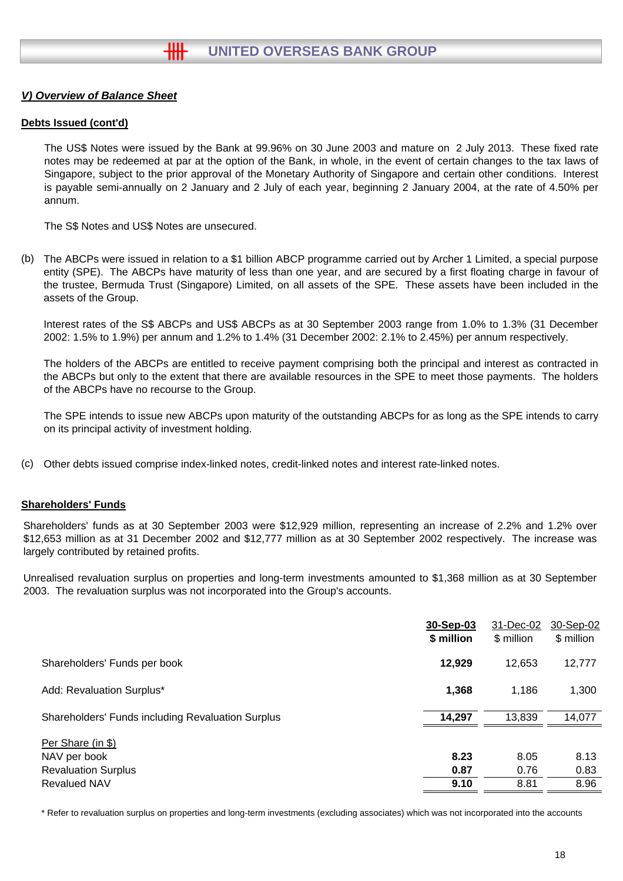## V) Overview of Balance Sheet

### Debts Issued (cont'd)

The US$ Notes were issued by the Bank at 99.96% on 30 June 2003 and mature on 2 July 2013. These fixed rate notes may be redeemed at par at the option of the Bank, in whole, in the event of certain changes to the tax laws of Singapore, subject to the prior approval of the Monetary Authority of Singapore and certain other conditions. Interest is payable semi-annually on 2 January and 2 July of each year, beginning 2 January 2004, at the rate of 4.50% per annum.

The S$ Notes and US$ Notes are unsecured.

(b) The ABCPs were issued in relation to a $1 billion ABCP programme carried out by Archer 1 Limited, a special purpose entity (SPE). The ABCPs have maturity of less than one year, and are secured by a first floating charge in favour of the trustee, Bermuda Trust (Singapore) Limited, on all assets of the SPE. These assets have been included in the assets of the Group.

Interest rates of the S$ ABCPs and US$ ABCPs as at 30 September 2003 range from 1.0% to 1.3% (31 December 2002: 1.5% to 1.9%) per annum and 1.2% to 1.4% (31 December 2002: 2.1% to 2.45%) per annum respectively.

The holders of the ABCPs are entitled to receive payment comprising both the principal and interest as contracted in the ABCPs but only to the extent that there are available resources in the SPE to meet those payments. The holders of the ABCPs have no recourse to the Group.

The SPE intends to issue new ABCPs upon maturity of the outstanding ABCPs for as long as the SPE intends to carry on its principal activity of investment holding.

(c) Other debts issued comprise index-linked notes, credit-linked notes and interest rate-linked notes.

### Shareholders' Funds

Shareholders' funds as at 30 September 2003 were $12,929 million, representing an increase of 2.2% and 1.2% over $12,653 million as at 31 December 2002 and $12,777 million as at 30 September 2002 respectively. The increase was largely contributed by retained profits.

Unrealised revaluation surplus on properties and long-term investments amounted to $1,368 million as at 30 September 2003. The revaluation surplus was not incorporated into the Group's accounts.

| | **30-Sep-03 $ million** | 31-Dec-02 $ million | 30-Sep-02 $ million |
|---|---|---|---|
| Shareholders' Funds per book | **12,929** | 12,653 | 12,777 |
| Add: Revaluation Surplus* | **1,368** | 1,186 | 1,300 |
| Shareholders' Funds including Revaluation Surplus | **14,297** | 13,839 | 14,077 |
| Per Share (in $) | | | |
| NAV per book | **8.23** | 8.05 | 8.13 |
| Revaluation Surplus | **0.87** | 0.76 | 0.83 |
| Revalued NAV | **9.10** | 8.81 | 8.96 |

\* Refer to revaluation surplus on properties and long-term investments (excluding associates) which was not incorporated into the accounts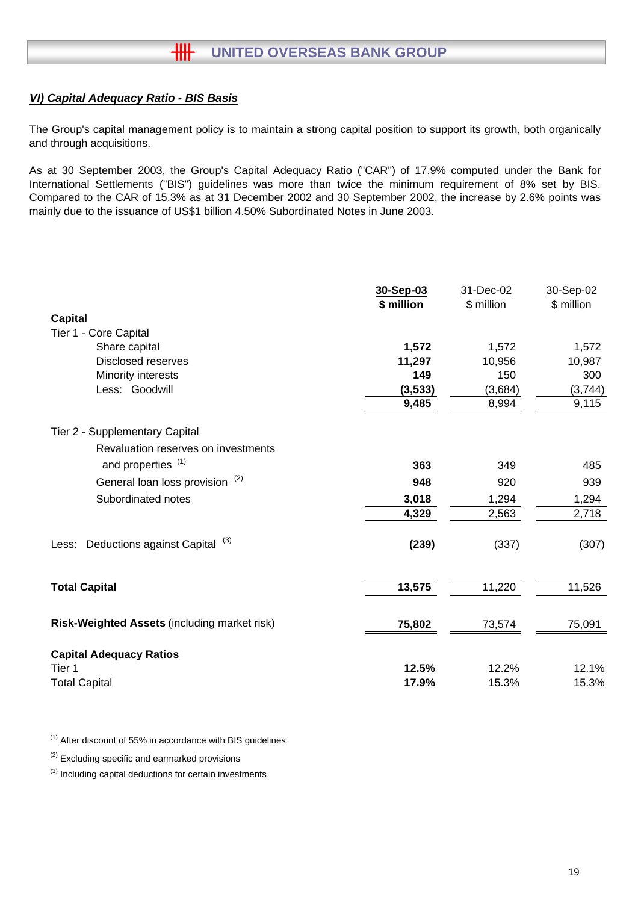## *VI) Capital Adequacy Ratio - BIS Basis*

The Group's capital management policy is to maintain a strong capital position to support its growth, both organically and through acquisitions.

As at 30 September 2003, the Group's Capital Adequacy Ratio ("CAR") of 17.9% computed under the Bank for International Settlements ("BIS") guidelines was more than twice the minimum requirement of 8% set by BIS. Compared to the CAR of 15.3% as at 31 December 2002 and 30 September 2002, the increase by 2.6% points was mainly due to the issuance of US$1 billion 4.50% Subordinated Notes in June 2003.

| | **30-Sep-03** | 31-Dec-02 | 30-Sep-02 |
|---|---|---|---|
| | **$ million** | $ million | $ million |
| **Capital** | | | |
| Tier 1 - Core Capital | | | |
| Share capital | **1,572** | 1,572 | 1,572 |
| Disclosed reserves | **11,297** | 10,956 | 10,987 |
| Minority interests | **149** | 150 | 300 |
| Less: Goodwill | **(3,533)** | (3,684) | (3,744) |
| | **9,485** | 8,994 | 9,115 |
| Tier 2 - Supplementary Capital | | | |
| Revaluation reserves on investments and properties [(1)] | **363** | 349 | 485 |
| General loan loss provision [(2)] | **948** | 920 | 939 |
| Subordinated notes | **3,018** | 1,294 | 1,294 |
| | **4,329** | 2,563 | 2,718 |
| Less: Deductions against Capital [(3)] | **(239)** | (337) | (307) |
| **Total Capital** | **13,575** | 11,220 | 11,526 |
| **Risk-Weighted Assets** (including market risk) | **75,802** | 73,574 | 75,091 |
| **Capital Adequacy Ratios** | | | |
| Tier 1 | **12.5%** | 12.2% | 12.1% |
| Total Capital | **17.9%** | 15.3% | 15.3% |

[(1)] After discount of 55% in accordance with BIS guidelines

[(2)] Excluding specific and earmarked provisions

[(3)] Including capital deductions for certain investments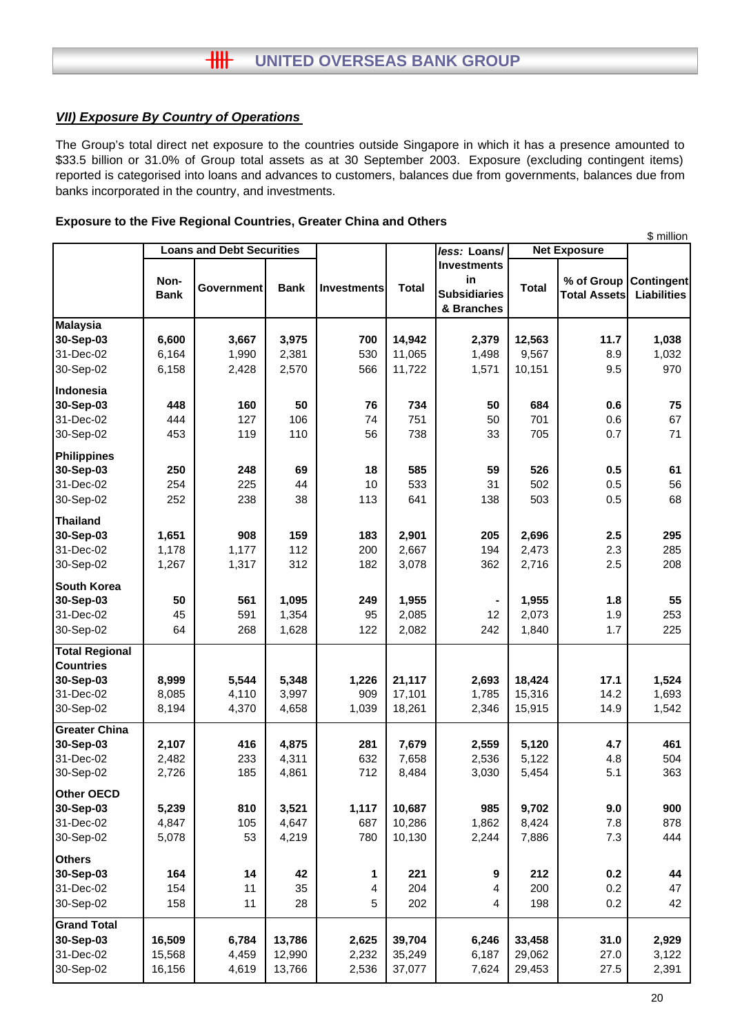## *VII) Exposure By Country of Operations*

The Group's total direct net exposure to the countries outside Singapore in which it has a presence amounted to $33.5 billion or 31.0% of Group total assets as at 30 September 2003. Exposure (excluding contingent items) reported is categorised into loans and advances to customers, balances due from governments, balances due from banks incorporated in the country, and investments.

**Exposure to the Five Regional Countries, Greater China and Others**

$ million

| | Loans and Debt Securities | | | | | *less:* Loans/ Investments in Subsidiaries & Branches | Net Exposure | | |
|---|---|---|---|---|---|---|---|---|---|
| | Non-Bank | Government | Bank | Investments | Total | | Total | % of Group Total Assets | Contingent Liabilities |
| **Malaysia** | | | | | | | | | |
| **30-Sep-03** | **6,600** | **3,667** | **3,975** | **700** | **14,942** | **2,379** | **12,563** | **11.7** | **1,038** |
| 31-Dec-02 | 6,164 | 1,990 | 2,381 | 530 | 11,065 | 1,498 | 9,567 | 8.9 | 1,032 |
| 30-Sep-02 | 6,158 | 2,428 | 2,570 | 566 | 11,722 | 1,571 | 10,151 | 9.5 | 970 |
| **Indonesia** | | | | | | | | | |
| **30-Sep-03** | **448** | **160** | **50** | **76** | **734** | **50** | **684** | **0.6** | **75** |
| 31-Dec-02 | 444 | 127 | 106 | 74 | 751 | 50 | 701 | 0.6 | 67 |
| 30-Sep-02 | 453 | 119 | 110 | 56 | 738 | 33 | 705 | 0.7 | 71 |
| **Philippines** | | | | | | | | | |
| **30-Sep-03** | **250** | **248** | **69** | **18** | **585** | **59** | **526** | **0.5** | **61** |
| 31-Dec-02 | 254 | 225 | 44 | 10 | 533 | 31 | 502 | 0.5 | 56 |
| 30-Sep-02 | 252 | 238 | 38 | 113 | 641 | 138 | 503 | 0.5 | 68 |
| **Thailand** | | | | | | | | | |
| **30-Sep-03** | **1,651** | **908** | **159** | **183** | **2,901** | **205** | **2,696** | **2.5** | **295** |
| 31-Dec-02 | 1,178 | 1,177 | 112 | 200 | 2,667 | 194 | 2,473 | 2.3 | 285 |
| 30-Sep-02 | 1,267 | 1,317 | 312 | 182 | 3,078 | 362 | 2,716 | 2.5 | 208 |
| **South Korea** | | | | | | | | | |
| **30-Sep-03** | **50** | **561** | **1,095** | **249** | **1,955** | **-** | **1,955** | **1.8** | **55** |
| 31-Dec-02 | 45 | 591 | 1,354 | 95 | 2,085 | 12 | 2,073 | 1.9 | 253 |
| 30-Sep-02 | 64 | 268 | 1,628 | 122 | 2,082 | 242 | 1,840 | 1.7 | 225 |
| **Total Regional Countries** | | | | | | | | | |
| **30-Sep-03** | **8,999** | **5,544** | **5,348** | **1,226** | **21,117** | **2,693** | **18,424** | **17.1** | **1,524** |
| 31-Dec-02 | 8,085 | 4,110 | 3,997 | 909 | 17,101 | 1,785 | 15,316 | 14.2 | 1,693 |
| 30-Sep-02 | 8,194 | 4,370 | 4,658 | 1,039 | 18,261 | 2,346 | 15,915 | 14.9 | 1,542 |
| **Greater China** | | | | | | | | | |
| **30-Sep-03** | **2,107** | **416** | **4,875** | **281** | **7,679** | **2,559** | **5,120** | **4.7** | **461** |
| 31-Dec-02 | 2,482 | 233 | 4,311 | 632 | 7,658 | 2,536 | 5,122 | 4.8 | 504 |
| 30-Sep-02 | 2,726 | 185 | 4,861 | 712 | 8,484 | 3,030 | 5,454 | 5.1 | 363 |
| **Other OECD** | | | | | | | | | |
| **30-Sep-03** | **5,239** | **810** | **3,521** | **1,117** | **10,687** | **985** | **9,702** | **9.0** | **900** |
| 31-Dec-02 | 4,847 | 105 | 4,647 | 687 | 10,286 | 1,862 | 8,424 | 7.8 | 878 |
| 30-Sep-02 | 5,078 | 53 | 4,219 | 780 | 10,130 | 2,244 | 7,886 | 7.3 | 444 |
| **Others** | | | | | | | | | |
| **30-Sep-03** | **164** | **14** | **42** | **1** | **221** | **9** | **212** | **0.2** | **44** |
| 31-Dec-02 | 154 | 11 | 35 | 4 | 204 | 4 | 200 | 0.2 | 47 |
| 30-Sep-02 | 158 | 11 | 28 | 5 | 202 | 4 | 198 | 0.2 | 42 |
| **Grand Total** | | | | | | | | | |
| **30-Sep-03** | **16,509** | **6,784** | **13,786** | **2,625** | **39,704** | **6,246** | **33,458** | **31.0** | **2,929** |
| 31-Dec-02 | 15,568 | 4,459 | 12,990 | 2,232 | 35,249 | 6,187 | 29,062 | 27.0 | 3,122 |
| 30-Sep-02 | 16,156 | 4,619 | 13,766 | 2,536 | 37,077 | 7,624 | 29,453 | 27.5 | 2,391 |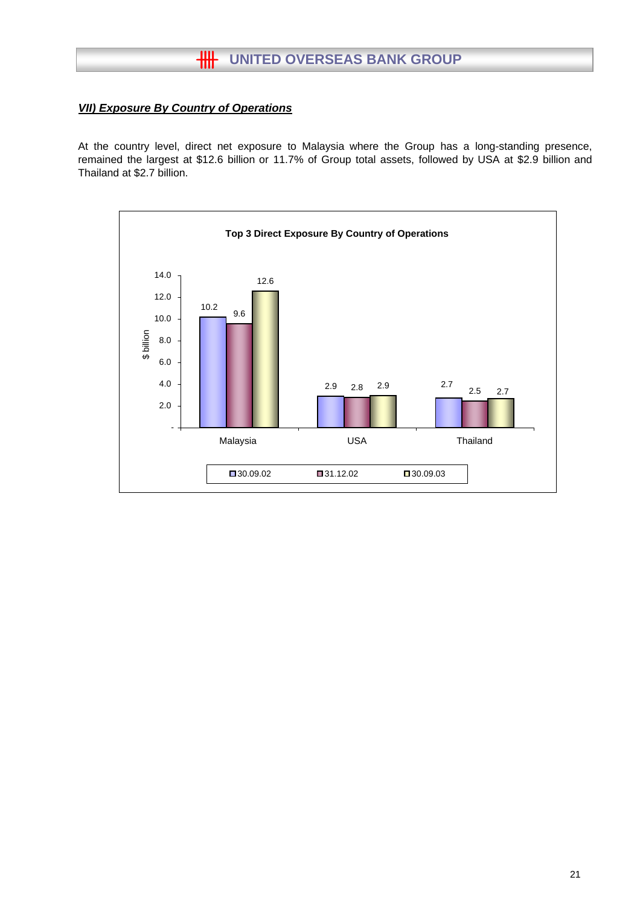## *VII) Exposure By Country of Operations*

At the country level, direct net exposure to Malaysia where the Group has a long-standing presence, remained the largest at $12.6 billion or 11.7% of Group total assets, followed by USA at $2.9 billion and Thailand at $2.7 billion.

**Top 3 Direct Exposure By Country of Operations**

| $ billion | 30.09.02 | 31.12.02 | 30.09.03 |
|---|---|---|---|
| Malaysia | 10.2 | 9.6 | 12.6 |
| USA | 2.9 | 2.8 | 2.9 |
| Thailand | 2.7 | 2.5 | 2.7 |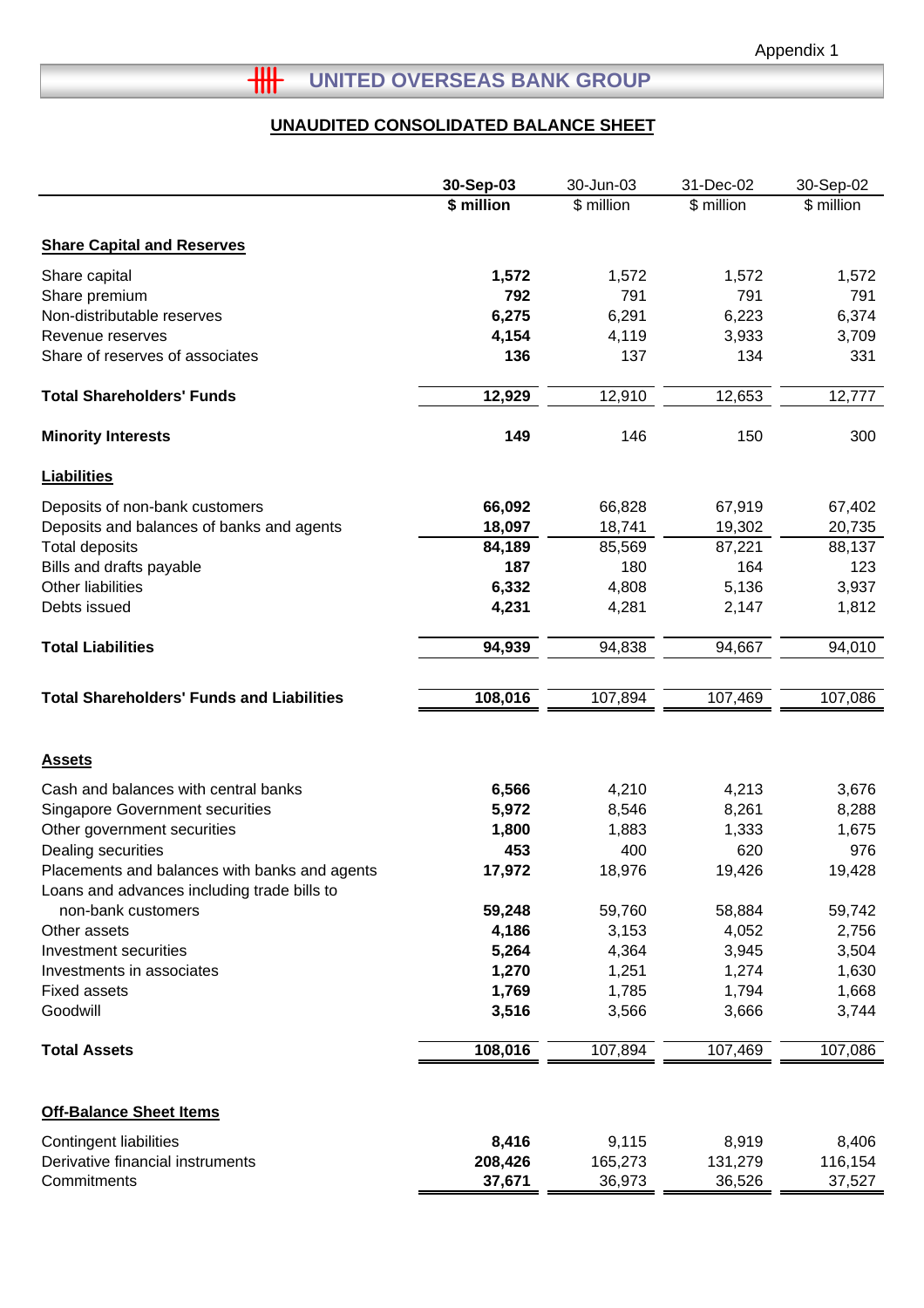Appendix 1

# UNITED OVERSEAS BANK GROUP

## UNAUDITED CONSOLIDATED BALANCE SHEET

| | 30-Sep-03 | 30-Jun-03 | 31-Dec-02 | 30-Sep-02 |
|---|---|---|---|---|
| | **$ million** | $ million | $ million | $ million |
| **Share Capital and Reserves** | | | | |
| Share capital | **1,572** | 1,572 | 1,572 | 1,572 |
| Share premium | **792** | 791 | 791 | 791 |
| Non-distributable reserves | **6,275** | 6,291 | 6,223 | 6,374 |
| Revenue reserves | **4,154** | 4,119 | 3,933 | 3,709 |
| Share of reserves of associates | **136** | 137 | 134 | 331 |
| **Total Shareholders' Funds** | **12,929** | 12,910 | 12,653 | 12,777 |
| **Minority Interests** | **149** | 146 | 150 | 300 |
| **Liabilities** | | | | |
| Deposits of non-bank customers | **66,092** | 66,828 | 67,919 | 67,402 |
| Deposits and balances of banks and agents | **18,097** | 18,741 | 19,302 | 20,735 |
| Total deposits | **84,189** | 85,569 | 87,221 | 88,137 |
| Bills and drafts payable | **187** | 180 | 164 | 123 |
| Other liabilities | **6,332** | 4,808 | 5,136 | 3,937 |
| Debts issued | **4,231** | 4,281 | 2,147 | 1,812 |
| **Total Liabilities** | **94,939** | 94,838 | 94,667 | 94,010 |
| **Total Shareholders' Funds and Liabilities** | **108,016** | 107,894 | 107,469 | 107,086 |
| **Assets** | | | | |
| Cash and balances with central banks | **6,566** | 4,210 | 4,213 | 3,676 |
| Singapore Government securities | **5,972** | 8,546 | 8,261 | 8,288 |
| Other government securities | **1,800** | 1,883 | 1,333 | 1,675 |
| Dealing securities | **453** | 400 | 620 | 976 |
| Placements and balances with banks and agents | **17,972** | 18,976 | 19,426 | 19,428 |
| Loans and advances including trade bills to non-bank customers | **59,248** | 59,760 | 58,884 | 59,742 |
| Other assets | **4,186** | 3,153 | 4,052 | 2,756 |
| Investment securities | **5,264** | 4,364 | 3,945 | 3,504 |
| Investments in associates | **1,270** | 1,251 | 1,274 | 1,630 |
| Fixed assets | **1,769** | 1,785 | 1,794 | 1,668 |
| Goodwill | **3,516** | 3,566 | 3,666 | 3,744 |
| **Total Assets** | **108,016** | 107,894 | 107,469 | 107,086 |
| **Off-Balance Sheet Items** | | | | |
| Contingent liabilities | **8,416** | 9,115 | 8,919 | 8,406 |
| Derivative financial instruments | **208,426** | 165,273 | 131,279 | 116,154 |
| Commitments | **37,671** | 36,973 | 36,526 | 37,527 |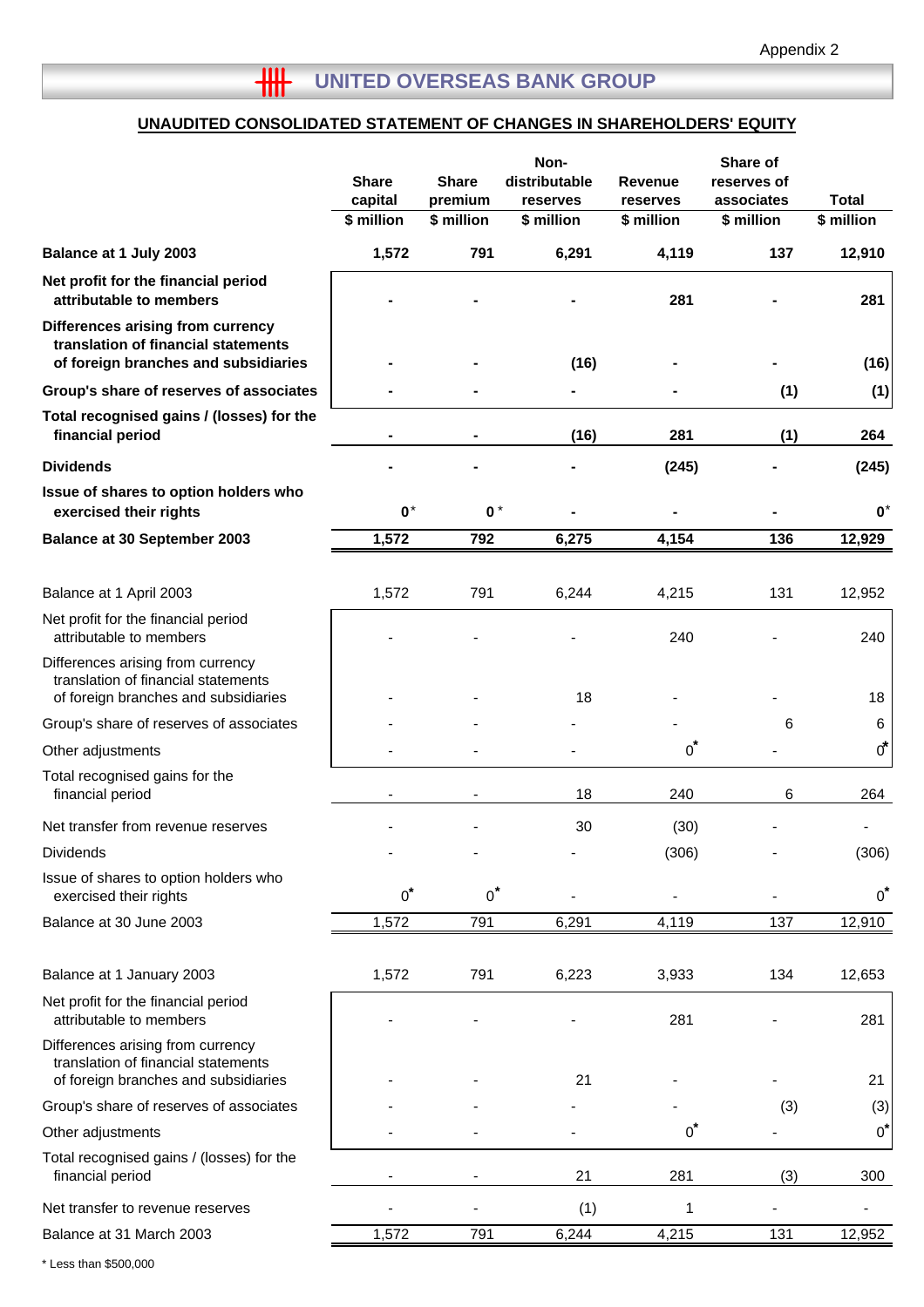Appendix 2

# UNITED OVERSEAS BANK GROUP

## UNAUDITED CONSOLIDATED STATEMENT OF CHANGES IN SHAREHOLDERS' EQUITY

| | Share capital $ million | Share premium $ million | Non-distributable reserves $ million | Revenue reserves $ million | Share of reserves of associates $ million | Total $ million |
|---|---|---|---|---|---|---|
| **Balance at 1 July 2003** | **1,572** | **791** | **6,291** | **4,119** | **137** | **12,910** |
| **Net profit for the financial period attributable to members** | **-** | **-** | **-** | **281** | **-** | **281** |
| **Differences arising from currency translation of financial statements of foreign branches and subsidiaries** | **-** | **-** | **(16)** | **-** | **-** | **(16)** |
| **Group's share of reserves of associates** | **-** | **-** | **-** | **-** | **(1)** | **(1)** |
| **Total recognised gains / (losses) for the financial period** | **-** | **-** | **(16)** | **281** | **(1)** | **264** |
| **Dividends** | **-** | **-** | **-** | **(245)** | **-** | **(245)** |
| **Issue of shares to option holders who exercised their rights** | **0*** | **0*** | **-** | **-** | **-** | **0*** |
| **Balance at 30 September 2003** | **1,572** | **792** | **6,275** | **4,154** | **136** | **12,929** |
| | | | | | | |
| Balance at 1 April 2003 | 1,572 | 791 | 6,244 | 4,215 | 131 | 12,952 |
| Net profit for the financial period attributable to members | - | - | - | 240 | - | 240 |
| Differences arising from currency translation of financial statements of foreign branches and subsidiaries | - | - | 18 | - | - | 18 |
| Group's share of reserves of associates | - | - | - | - | 6 | 6 |
| Other adjustments | - | - | - | 0* | - | 0* |
| Total recognised gains for the financial period | - | - | 18 | 240 | 6 | 264 |
| Net transfer from revenue reserves | - | - | 30 | (30) | - | - |
| Dividends | - | - | - | (306) | - | (306) |
| Issue of shares to option holders who exercised their rights | 0* | 0* | - | - | - | 0* |
| Balance at 30 June 2003 | 1,572 | 791 | 6,291 | 4,119 | 137 | 12,910 |
| | | | | | | |
| Balance at 1 January 2003 | 1,572 | 791 | 6,223 | 3,933 | 134 | 12,653 |
| Net profit for the financial period attributable to members | - | - | - | 281 | - | 281 |
| Differences arising from currency translation of financial statements of foreign branches and subsidiaries | - | - | 21 | - | - | 21 |
| Group's share of reserves of associates | - | - | - | - | (3) | (3) |
| Other adjustments | - | - | - | 0* | - | 0* |
| Total recognised gains / (losses) for the financial period | - | - | 21 | 281 | (3) | 300 |
| Net transfer to revenue reserves | - | - | (1) | 1 | - | - |
| Balance at 31 March 2003 | 1,572 | 791 | 6,244 | 4,215 | 131 | 12,952 |

\* Less than $500,000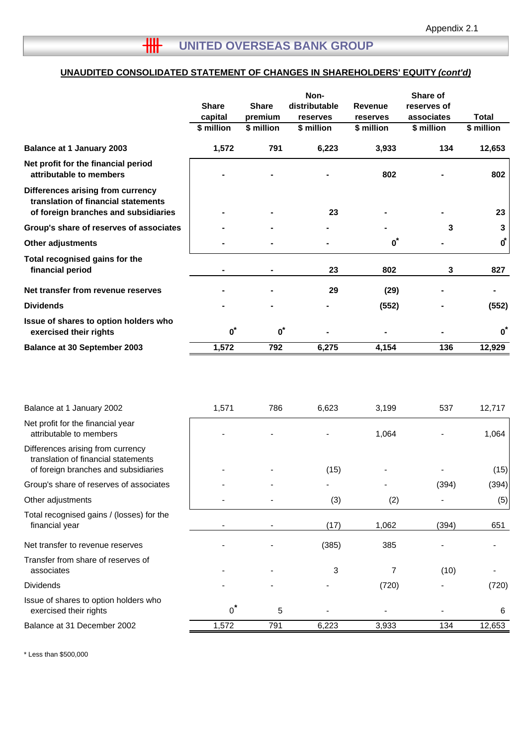Appendix 2.1

## UNITED OVERSEAS BANK GROUP

**UNAUDITED CONSOLIDATED STATEMENT OF CHANGES IN SHAREHOLDERS' EQUITY *(cont'd)***

| | Share capital $ million | Share premium $ million | Non-distributable reserves $ million | Revenue reserves $ million | Share of reserves of associates $ million | Total $ million |
|---|---|---|---|---|---|---|
| **Balance at 1 January 2003** | **1,572** | **791** | **6,223** | **3,933** | **134** | **12,653** |
| **Net profit for the financial period attributable to members** | **-** | **-** | **-** | **802** | **-** | **802** |
| **Differences arising from currency translation of financial statements of foreign branches and subsidiaries** | **-** | **-** | **23** | **-** | **-** | **23** |
| **Group's share of reserves of associates** | **-** | **-** | **-** | **-** | **3** | **3** |
| **Other adjustments** | **-** | **-** | **-** | **0*** | **-** | **0*** |
| **Total recognised gains for the financial period** | **-** | **-** | **23** | **802** | **3** | **827** |
| **Net transfer from revenue reserves** | **-** | **-** | **29** | **(29)** | **-** | **-** |
| **Dividends** | **-** | **-** | **-** | **(552)** | **-** | **(552)** |
| **Issue of shares to option holders who exercised their rights** | **0*** | **0*** | **-** | **-** | **-** | **0*** |
| **Balance at 30 September 2003** | **1,572** | **792** | **6,275** | **4,154** | **136** | **12,929** |

| | Share capital $ million | Share premium $ million | Non-distributable reserves $ million | Revenue reserves $ million | Share of reserves of associates $ million | Total $ million |
|---|---|---|---|---|---|---|
| Balance at 1 January 2002 | 1,571 | 786 | 6,623 | 3,199 | 537 | 12,717 |
| Net profit for the financial year attributable to members | - | - | - | 1,064 | - | 1,064 |
| Differences arising from currency translation of financial statements of foreign branches and subsidiaries | - | - | (15) | - | - | (15) |
| Group's share of reserves of associates | - | - | - | - | (394) | (394) |
| Other adjustments | - | - | (3) | (2) | - | (5) |
| Total recognised gains / (losses) for the financial year | - | - | (17) | 1,062 | (394) | 651 |
| Net transfer to revenue reserves | - | - | (385) | 385 | - | - |
| Transfer from share of reserves of associates | - | - | 3 | 7 | (10) | - |
| Dividends | - | - | - | (720) | - | (720) |
| Issue of shares to option holders who exercised their rights | 0* | 5 | - | - | - | 6 |
| Balance at 31 December 2002 | 1,572 | 791 | 6,223 | 3,933 | 134 | 12,653 |

* Less than $500,000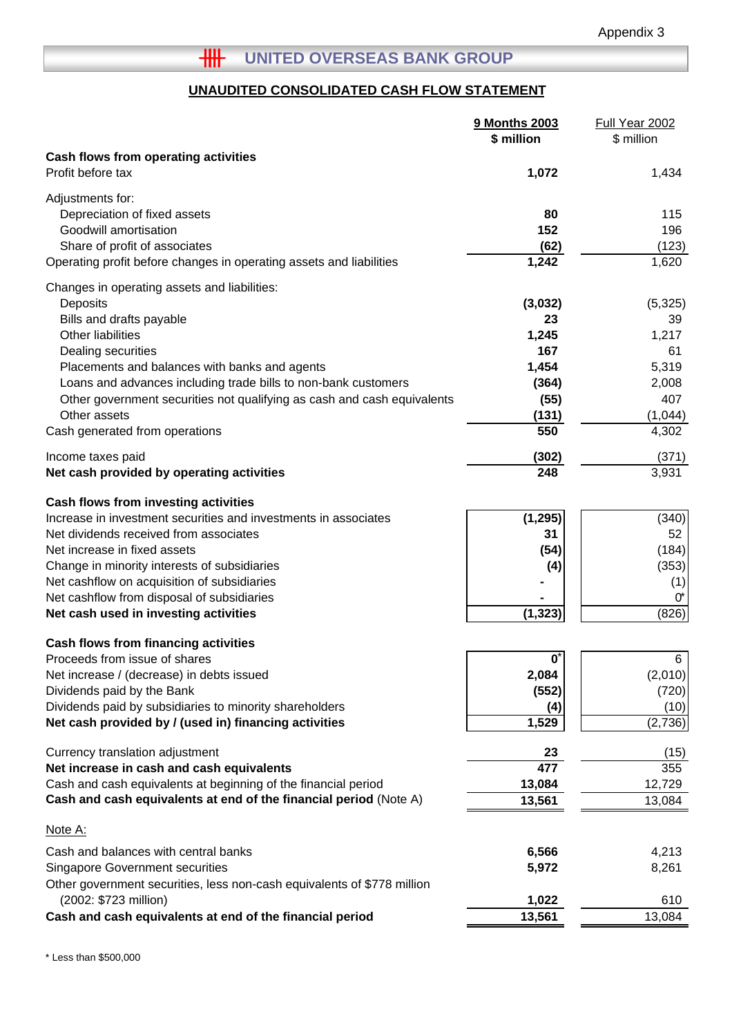Appendix 3

# UNITED OVERSEAS BANK GROUP

## UNAUDITED CONSOLIDATED CASH FLOW STATEMENT

| | 9 Months 2003<br>$ million | Full Year 2002<br>$ million |
|---|---|---|
| **Cash flows from operating activities** | | |
| Profit before tax | **1,072** | 1,434 |
| Adjustments for: | | |
| Depreciation of fixed assets | **80** | 115 |
| Goodwill amortisation | **152** | 196 |
| Share of profit of associates | **(62)** | (123) |
| Operating profit before changes in operating assets and liabilities | **1,242** | 1,620 |
| Changes in operating assets and liabilities: | | |
| Deposits | **(3,032)** | (5,325) |
| Bills and drafts payable | **23** | 39 |
| Other liabilities | **1,245** | 1,217 |
| Dealing securities | **167** | 61 |
| Placements and balances with banks and agents | **1,454** | 5,319 |
| Loans and advances including trade bills to non-bank customers | **(364)** | 2,008 |
| Other government securities not qualifying as cash and cash equivalents | **(55)** | 407 |
| Other assets | **(131)** | (1,044) |
| Cash generated from operations | **550** | 4,302 |
| Income taxes paid | **(302)** | (371) |
| **Net cash provided by operating activities** | **248** | 3,931 |
| **Cash flows from investing activities** | | |
| Increase in investment securities and investments in associates | **(1,295)** | (340) |
| Net dividends received from associates | **31** | 52 |
| Net increase in fixed assets | **(54)** | (184) |
| Change in minority interests of subsidiaries | **(4)** | (353) |
| Net cashflow on acquisition of subsidiaries | **-** | (1) |
| Net cashflow from disposal of subsidiaries | **-** | 0* |
| **Net cash used in investing activities** | **(1,323)** | (826) |
| **Cash flows from financing activities** | | |
| Proceeds from issue of shares | **0*** | 6 |
| Net increase / (decrease) in debts issued | **2,084** | (2,010) |
| Dividends paid by the Bank | **(552)** | (720) |
| Dividends paid by subsidiaries to minority shareholders | **(4)** | (10) |
| **Net cash provided by / (used in) financing activities** | **1,529** | (2,736) |
| Currency translation adjustment | **23** | (15) |
| **Net increase in cash and cash equivalents** | **477** | 355 |
| Cash and cash equivalents at beginning of the financial period | **13,084** | 12,729 |
| **Cash and cash equivalents at end of the financial period** (Note A) | **13,561** | 13,084 |

Note A:

| | | |
|---|---|---|
| Cash and balances with central banks | **6,566** | 4,213 |
| Singapore Government securities | **5,972** | 8,261 |
| Other government securities, less non-cash equivalents of $778 million (2002: $723 million) | **1,022** | 610 |
| **Cash and cash equivalents at end of the financial period** | **13,561** | 13,084 |

\* Less than $500,000